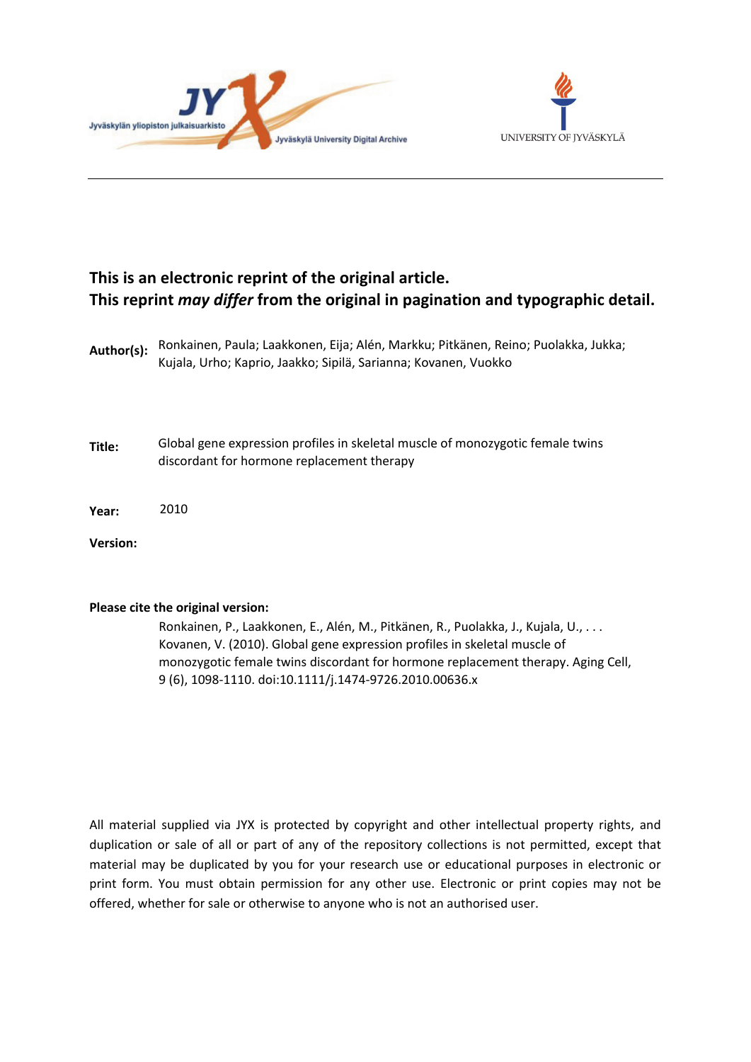**This is an electronic reprint of the original article.**
**This reprint *may differ* from the original in pagination and typographic detail.**

**Author(s):** Ronkainen, Paula; Laakkonen, Eija; Alén, Markku; Pitkänen, Reino; Puolakka, Jukka; Kujala, Urho; Kaprio, Jaakko; Sipilä, Sarianna; Kovanen, Vuokko

**Title:** Global gene expression profiles in skeletal muscle of monozygotic female twins discordant for hormone replacement therapy

**Year:** 2010

**Version:**

**Please cite the original version:**

Ronkainen, P., Laakkonen, E., Alén, M., Pitkänen, R., Puolakka, J., Kujala, U., . . . Kovanen, V. (2010). Global gene expression profiles in skeletal muscle of monozygotic female twins discordant for hormone replacement therapy. Aging Cell, 9 (6), 1098-1110. doi:10.1111/j.1474-9726.2010.00636.x

All material supplied via JYX is protected by copyright and other intellectual property rights, and duplication or sale of all or part of any of the repository collections is not permitted, except that material may be duplicated by you for your research use or educational purposes in electronic or print form. You must obtain permission for any other use. Electronic or print copies may not be offered, whether for sale or otherwise to anyone who is not an authorised user.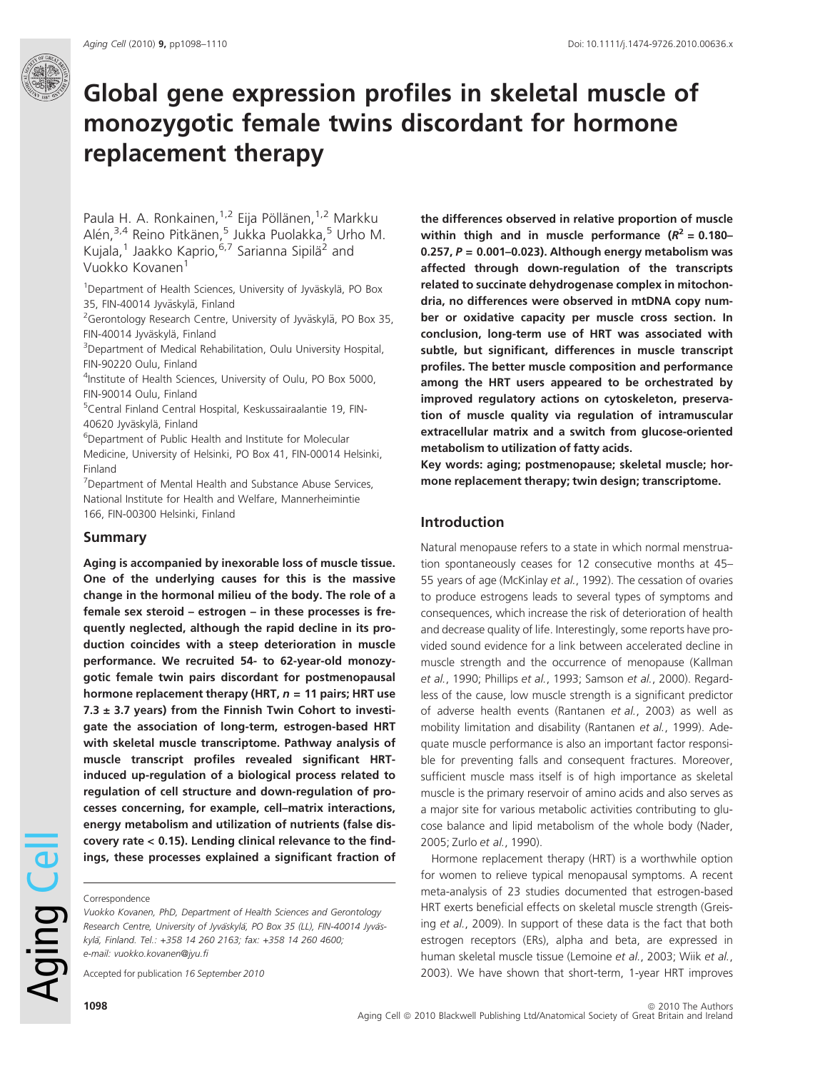# Global gene expression profiles in skeletal muscle of monozygotic female twins discordant for hormone replacement therapy

Paula H. A. Ronkainen,[1,2] Eija Pöllänen,[1,2] Markku Alén,[3,4] Reino Pitkänen,[5] Jukka Puolakka,[5] Urho M. Kujala,[1] Jaakko Kaprio,[6,7] Sarianna Sipilä[2] and Vuokko Kovanen[1]

[1]Department of Health Sciences, University of Jyväskylä, PO Box 35, FIN-40014 Jyväskylä, Finland
[2]Gerontology Research Centre, University of Jyväskylä, PO Box 35, FIN-40014 Jyväskylä, Finland
[3]Department of Medical Rehabilitation, Oulu University Hospital, FIN-90220 Oulu, Finland
[4]Institute of Health Sciences, University of Oulu, PO Box 5000, FIN-90014 Oulu, Finland
[5]Central Finland Central Hospital, Keskussairaalantie 19, FIN-40620 Jyväskylä, Finland
[6]Department of Public Health and Institute for Molecular Medicine, University of Helsinki, PO Box 41, FIN-00014 Helsinki, Finland
[7]Department of Mental Health and Substance Abuse Services, National Institute for Health and Welfare, Mannerheimintie 166, FIN-00300 Helsinki, Finland

## Summary

**Aging is accompanied by inexorable loss of muscle tissue. One of the underlying causes for this is the massive change in the hormonal milieu of the body. The role of a female sex steroid – estrogen – in these processes is frequently neglected, although the rapid decline in its production coincides with a steep deterioration in muscle performance. We recruited 54- to 62-year-old monozygotic female twin pairs discordant for postmenopausal hormone replacement therapy (HRT, $n$ = 11 pairs; HRT use 7.3 ± 3.7 years) from the Finnish Twin Cohort to investigate the association of long-term, estrogen-based HRT with skeletal muscle transcriptome. Pathway analysis of muscle transcript profiles revealed significant HRT-induced up-regulation of a biological process related to regulation of cell structure and down-regulation of processes concerning, for example, cell–matrix interactions, energy metabolism and utilization of nutrients (false discovery rate < 0.15). Lending clinical relevance to the findings, these processes explained a significant fraction of the differences observed in relative proportion of muscle within thigh and in muscle performance ($R^2$ = 0.180–0.257, $P$ = 0.001–0.023). Although energy metabolism was affected through down-regulation of the transcripts related to succinate dehydrogenase complex in mitochondria, no differences were observed in mtDNA copy number or oxidative capacity per muscle cross section. In conclusion, long-term use of HRT was associated with subtle, but significant, differences in muscle transcript profiles. The better muscle composition and performance among the HRT users appeared to be orchestrated by improved regulatory actions on cytoskeleton, preservation of muscle quality via regulation of intramuscular extracellular matrix and a switch from glucose-oriented metabolism to utilization of fatty acids.**

**Key words: aging; postmenopause; skeletal muscle; hormone replacement therapy; twin design; transcriptome.**

Correspondence

*Vuokko Kovanen, PhD, Department of Health Sciences and Gerontology Research Centre, University of Jyväskylä, PO Box 35 (LL), FIN-40014 Jyväskylä, Finland. Tel.: +358 14 260 2163; fax: +358 14 260 4600; e-mail: vuokko.kovanen@jyu.fi*

Accepted for publication *16 September 2010*

## Introduction

Natural menopause refers to a state in which normal menstruation spontaneously ceases for 12 consecutive months at 45–55 years of age (McKinlay *et al.*, 1992). The cessation of ovaries to produce estrogens leads to several types of symptoms and consequences, which increase the risk of deterioration of health and decrease quality of life. Interestingly, some reports have provided sound evidence for a link between accelerated decline in muscle strength and the occurrence of menopause (Kallman *et al.*, 1990; Phillips *et al.*, 1993; Samson *et al.*, 2000). Regardless of the cause, low muscle strength is a significant predictor of adverse health events (Rantanen *et al.*, 2003) as well as mobility limitation and disability (Rantanen *et al.*, 1999). Adequate muscle performance is also an important factor responsible for preventing falls and consequent fractures. Moreover, sufficient muscle mass itself is of high importance as skeletal muscle is the primary reservoir of amino acids and also serves as a major site for various metabolic activities contributing to glucose balance and lipid metabolism of the whole body (Nader, 2005; Zurlo *et al.*, 1990).

Hormone replacement therapy (HRT) is a worthwhile option for women to relieve typical menopausal symptoms. A recent meta-analysis of 23 studies documented that estrogen-based HRT exerts beneficial effects on skeletal muscle strength (Greising *et al.*, 2009). In support of these data is the fact that both estrogen receptors (ERs), alpha and beta, are expressed in human skeletal muscle tissue (Lemoine *et al.*, 2003; Wiik *et al.*, 2003). We have shown that short-term, 1-year HRT improves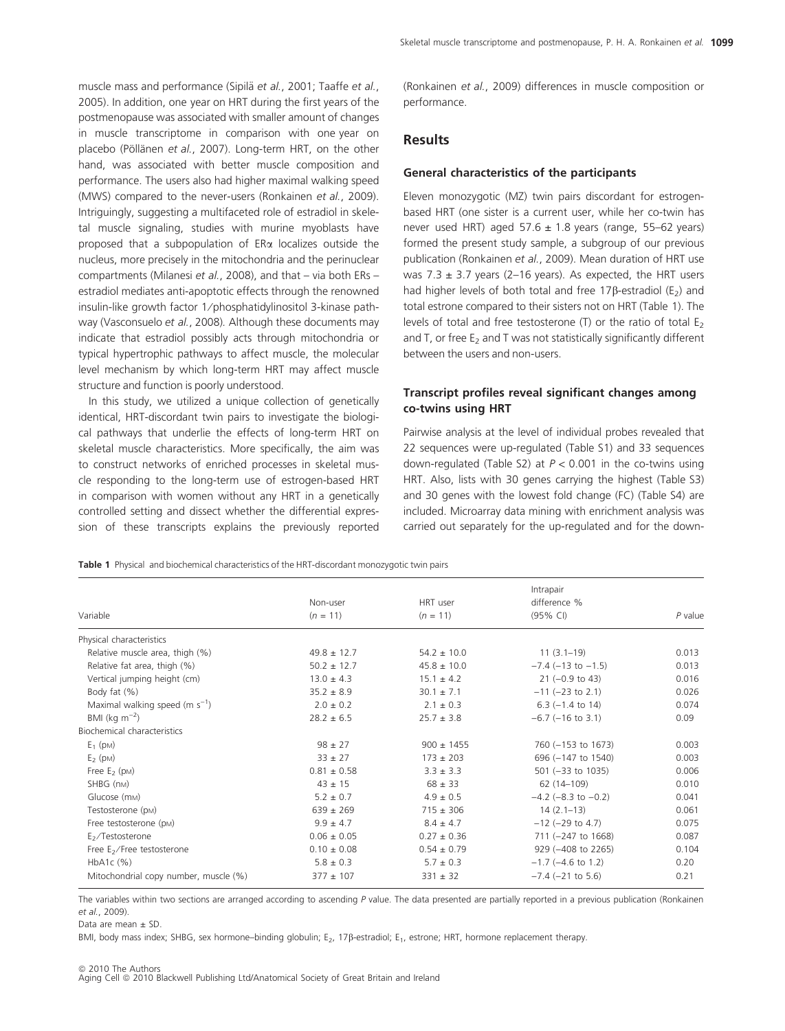muscle mass and performance (Sipilä *et al.*, 2001; Taaffe *et al.*, 2005). In addition, one year on HRT during the first years of the postmenopause was associated with smaller amount of changes in muscle transcriptome in comparison with one year on placebo (Pöllänen *et al.*, 2007). Long-term HRT, on the other hand, was associated with better muscle composition and performance. The users also had higher maximal walking speed (MWS) compared to the never-users (Ronkainen *et al.*, 2009). Intriguingly, suggesting a multifaceted role of estradiol in skeletal muscle signaling, studies with murine myoblasts have proposed that a subpopulation of ERα localizes outside the nucleus, more precisely in the mitochondria and the perinuclear compartments (Milanesi *et al.*, 2008), and that – via both ERs – estradiol mediates anti-apoptotic effects through the renowned insulin-like growth factor 1/phosphatidylinositol 3-kinase pathway (Vasconsuelo *et al.*, 2008). Although these documents may indicate that estradiol possibly acts through mitochondria or typical hypertrophic pathways to affect muscle, the molecular level mechanism by which long-term HRT may affect muscle structure and function is poorly understood.

In this study, we utilized a unique collection of genetically identical, HRT-discordant twin pairs to investigate the biological pathways that underlie the effects of long-term HRT on skeletal muscle characteristics. More specifically, the aim was to construct networks of enriched processes in skeletal muscle responding to the long-term use of estrogen-based HRT in comparison with women without any HRT in a genetically controlled setting and dissect whether the differential expression of these transcripts explains the previously reported (Ronkainen *et al.*, 2009) differences in muscle composition or performance.

## Results

### General characteristics of the participants

Eleven monozygotic (MZ) twin pairs discordant for estrogen-based HRT (one sister is a current user, while her co-twin has never used HRT) aged 57.6 ± 1.8 years (range, 55–62 years) formed the present study sample, a subgroup of our previous publication (Ronkainen *et al.*, 2009). Mean duration of HRT use was 7.3 ± 3.7 years (2–16 years). As expected, the HRT users had higher levels of both total and free 17β-estradiol ($E_2$) and total estrone compared to their sisters not on HRT (Table 1). The levels of total and free testosterone (T) or the ratio of total $E_2$ and T, or free $E_2$ and T was not statistically significantly different between the users and non-users.

### Transcript profiles reveal significant changes among co-twins using HRT

Pairwise analysis at the level of individual probes revealed that 22 sequences were up-regulated (Table S1) and 33 sequences down-regulated (Table S2) at $P < 0.001$ in the co-twins using HRT. Also, lists with 30 genes carrying the highest (Table S3) and 30 genes with the lowest fold change (FC) (Table S4) are included. Microarray data mining with enrichment analysis was carried out separately for the up-regulated and for the down-

**Table 1** Physical and biochemical characteristics of the HRT-discordant monozygotic twin pairs

| Variable | Non-user ($n$ = 11) | HRT user ($n$ = 11) | Intrapair difference % (95% CI) | $P$ value |
|---|---|---|---|---|
| Physical characteristics | | | | |
| Relative muscle area, thigh (%) | 49.8 ± 12.7 | 54.2 ± 10.0 | 11 (3.1–19) | 0.013 |
| Relative fat area, thigh (%) | 50.2 ± 12.7 | 45.8 ± 10.0 | −7.4 (−13 to −1.5) | 0.013 |
| Vertical jumping height (cm) | 13.0 ± 4.3 | 15.1 ± 4.2 | 21 (−0.9 to 43) | 0.016 |
| Body fat (%) | 35.2 ± 8.9 | 30.1 ± 7.1 | −11 (−23 to 2.1) | 0.026 |
| Maximal walking speed (m $s^{-1}$) | 2.0 ± 0.2 | 2.1 ± 0.3 | 6.3 (−1.4 to 14) | 0.074 |
| BMI (kg $m^{-2}$) | 28.2 ± 6.5 | 25.7 ± 3.8 | −6.7 (−16 to 3.1) | 0.09 |
| Biochemical characteristics | | | | |
| $E_1$ (pM) | 98 ± 27 | 900 ± 1455 | 760 (−153 to 1673) | 0.003 |
| $E_2$ (pM) | 33 ± 27 | 173 ± 203 | 696 (−147 to 1540) | 0.003 |
| Free $E_2$ (pM) | 0.81 ± 0.58 | 3.3 ± 3.3 | 501 (−33 to 1035) | 0.006 |
| SHBG (nM) | 43 ± 15 | 68 ± 33 | 62 (14–109) | 0.010 |
| Glucose (mM) | 5.2 ± 0.7 | 4.9 ± 0.5 | −4.2 (−8.3 to −0.2) | 0.041 |
| Testosterone (pM) | 639 ± 269 | 715 ± 306 | 14 (2.1–13) | 0.061 |
| Free testosterone (pM) | 9.9 ± 4.7 | 8.4 ± 4.7 | −12 (−29 to 4.7) | 0.075 |
| $E_2$/Testosterone | 0.06 ± 0.05 | 0.27 ± 0.36 | 711 (−247 to 1668) | 0.087 |
| Free $E_2$/Free testosterone | 0.10 ± 0.08 | 0.54 ± 0.79 | 929 (−408 to 2265) | 0.104 |
| HbA1c (%) | 5.8 ± 0.3 | 5.7 ± 0.3 | −1.7 (−4.6 to 1.2) | 0.20 |
| Mitochondrial copy number, muscle (%) | 377 ± 107 | 331 ± 32 | −7.4 (−21 to 5.6) | 0.21 |

The variables within two sections are arranged according to ascending $P$ value. The data presented are partially reported in a previous publication (Ronkainen *et al.*, 2009).

Data are mean ± SD.

BMI, body mass index; SHBG, sex hormone–binding globulin; $E_2$, 17β-estradiol; $E_1$, estrone; HRT, hormone replacement therapy.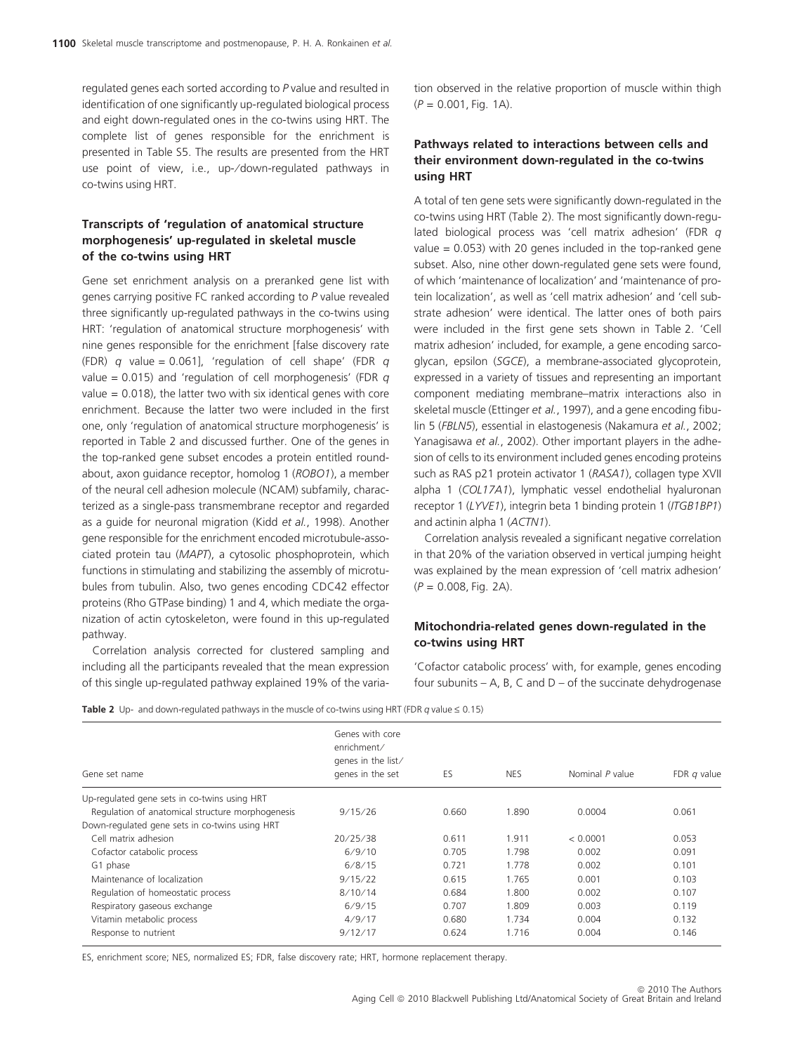regulated genes each sorted according to *P* value and resulted in identification of one significantly up-regulated biological process and eight down-regulated ones in the co-twins using HRT. The complete list of genes responsible for the enrichment is presented in Table S5. The results are presented from the HRT use point of view, i.e., up-/down-regulated pathways in co-twins using HRT.

### Transcripts of 'regulation of anatomical structure morphogenesis' up-regulated in skeletal muscle of the co-twins using HRT

Gene set enrichment analysis on a preranked gene list with genes carrying positive FC ranked according to *P* value revealed three significantly up-regulated pathways in the co-twins using HRT: 'regulation of anatomical structure morphogenesis' with nine genes responsible for the enrichment [false discovery rate (FDR) *q* value = 0.061], 'regulation of cell shape' (FDR *q* value = 0.015) and 'regulation of cell morphogenesis' (FDR *q* value = 0.018), the latter two with six identical genes with core enrichment. Because the latter two were included in the first one, only 'regulation of anatomical structure morphogenesis' is reported in Table 2 and discussed further. One of the genes in the top-ranked gene subset encodes a protein entitled roundabout, axon guidance receptor, homolog 1 (*ROBO1*), a member of the neural cell adhesion molecule (NCAM) subfamily, characterized as a single-pass transmembrane receptor and regarded as a guide for neuronal migration (Kidd *et al.*, 1998). Another gene responsible for the enrichment encoded microtubule-associated protein tau (*MAPT*), a cytosolic phosphoprotein, which functions in stimulating and stabilizing the assembly of microtubules from tubulin. Also, two genes encoding CDC42 effector proteins (Rho GTPase binding) 1 and 4, which mediate the organization of actin cytoskeleton, were found in this up-regulated pathway.

Correlation analysis corrected for clustered sampling and including all the participants revealed that the mean expression of this single up-regulated pathway explained 19% of the variation observed in the relative proportion of muscle within thigh ($P = 0.001$, Fig. 1A).

### Pathways related to interactions between cells and their environment down-regulated in the co-twins using HRT

A total of ten gene sets were significantly down-regulated in the co-twins using HRT (Table 2). The most significantly down-regulated biological process was 'cell matrix adhesion' (FDR *q* value = 0.053) with 20 genes included in the top-ranked gene subset. Also, nine other down-regulated gene sets were found, of which 'maintenance of localization' and 'maintenance of protein localization', as well as 'cell matrix adhesion' and 'cell substrate adhesion' were identical. The latter ones of both pairs were included in the first gene sets shown in Table 2. 'Cell matrix adhesion' included, for example, a gene encoding sarcoglycan, epsilon (*SGCE*), a membrane-associated glycoprotein, expressed in a variety of tissues and representing an important component mediating membrane–matrix interactions also in skeletal muscle (Ettinger *et al.*, 1997), and a gene encoding fibulin 5 (*FBLN5*), essential in elastogenesis (Nakamura *et al.*, 2002; Yanagisawa *et al.*, 2002). Other important players in the adhesion of cells to its environment included genes encoding proteins such as RAS p21 protein activator 1 (*RASA1*), collagen type XVII alpha 1 (*COL17A1*), lymphatic vessel endothelial hyaluronan receptor 1 (*LYVE1*), integrin beta 1 binding protein 1 (*ITGB1BP1*) and actinin alpha 1 (*ACTN1*).

Correlation analysis revealed a significant negative correlation in that 20% of the variation observed in vertical jumping height was explained by the mean expression of 'cell matrix adhesion' ($P = 0.008$, Fig. 2A).

### Mitochondria-related genes down-regulated in the co-twins using HRT

'Cofactor catabolic process' with, for example, genes encoding four subunits – A, B, C and D – of the succinate dehydrogenase

**Table 2** Up- and down-regulated pathways in the muscle of co-twins using HRT (FDR *q* value ≤ 0.15)

| Gene set name | Genes with core enrichment/ genes in the list/ genes in the set | ES | NES | Nominal *P* value | FDR *q* value |
|---|---|---|---|---|---|
| Up-regulated gene sets in co-twins using HRT | | | | | |
| Regulation of anatomical structure morphogenesis | 9/15/26 | 0.660 | 1.890 | 0.0004 | 0.061 |
| Down-regulated gene sets in co-twins using HRT | | | | | |
| Cell matrix adhesion | 20/25/38 | 0.611 | 1.911 | < 0.0001 | 0.053 |
| Cofactor catabolic process | 6/9/10 | 0.705 | 1.798 | 0.002 | 0.091 |
| G1 phase | 6/8/15 | 0.721 | 1.778 | 0.002 | 0.101 |
| Maintenance of localization | 9/15/22 | 0.615 | 1.765 | 0.001 | 0.103 |
| Regulation of homeostatic process | 8/10/14 | 0.684 | 1.800 | 0.002 | 0.107 |
| Respiratory gaseous exchange | 6/9/15 | 0.707 | 1.809 | 0.003 | 0.119 |
| Vitamin metabolic process | 4/9/17 | 0.680 | 1.734 | 0.004 | 0.132 |
| Response to nutrient | 9/12/17 | 0.624 | 1.716 | 0.004 | 0.146 |

ES, enrichment score; NES, normalized ES; FDR, false discovery rate; HRT, hormone replacement therapy.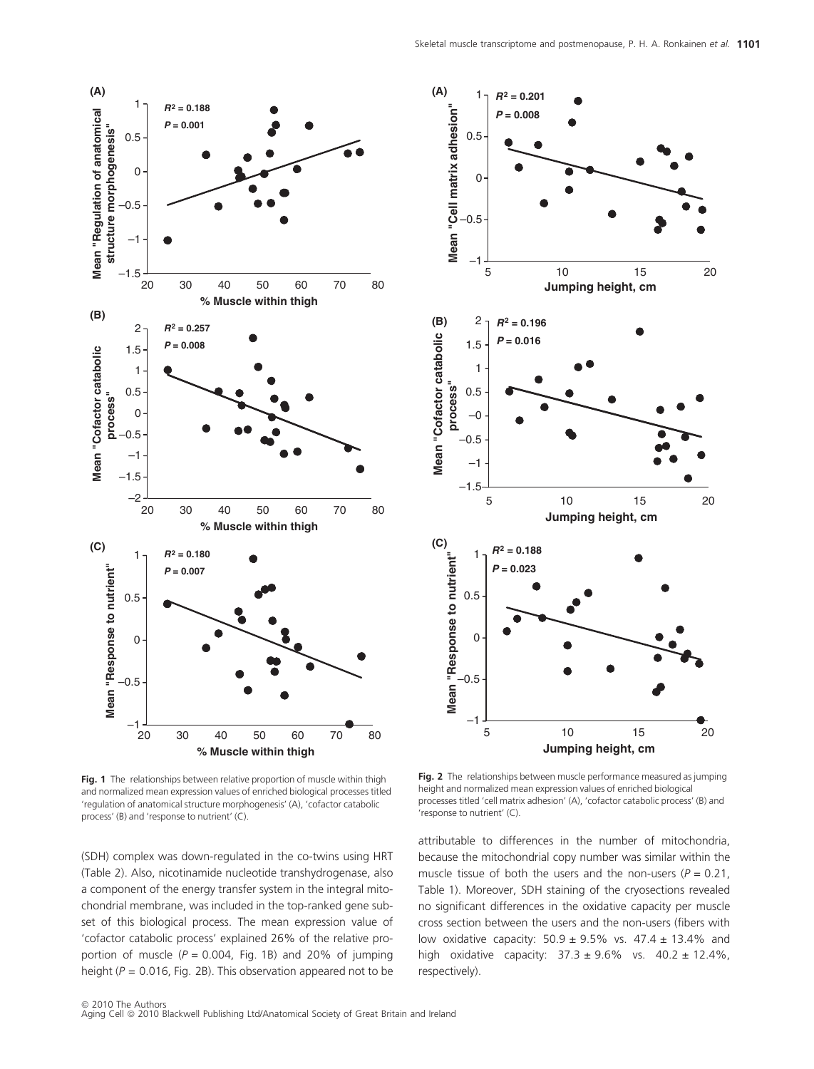**Fig. 1** The relationships between relative proportion of muscle within thigh and normalized mean expression values of enriched biological processes titled 'regulation of anatomical structure morphogenesis' (A), 'cofactor catabolic process' (B) and 'response to nutrient' (C).

**Fig. 2** The relationships between muscle performance measured as jumping height and normalized mean expression values of enriched biological processes titled 'cell matrix adhesion' (A), 'cofactor catabolic process' (B) and 'response to nutrient' (C).

(SDH) complex was down-regulated in the co-twins using HRT (Table 2). Also, nicotinamide nucleotide transhydrogenase, also a component of the energy transfer system in the integral mitochondrial membrane, was included in the top-ranked gene subset of this biological process. The mean expression value of 'cofactor catabolic process' explained 26% of the relative proportion of muscle ($P = 0.004$, Fig. 1B) and 20% of jumping height ($P = 0.016$, Fig. 2B). This observation appeared not to be attributable to differences in the number of mitochondria, because the mitochondrial copy number was similar within the muscle tissue of both the users and the non-users ($P = 0.21$, Table 1). Moreover, SDH staining of the cryosections revealed no significant differences in the oxidative capacity per muscle cross section between the users and the non-users (fibers with low oxidative capacity: $50.9 \pm 9.5\%$ vs. $47.4 \pm 13.4\%$ and high oxidative capacity: $37.3 \pm 9.6\%$ vs. $40.2 \pm 12.4\%$, respectively).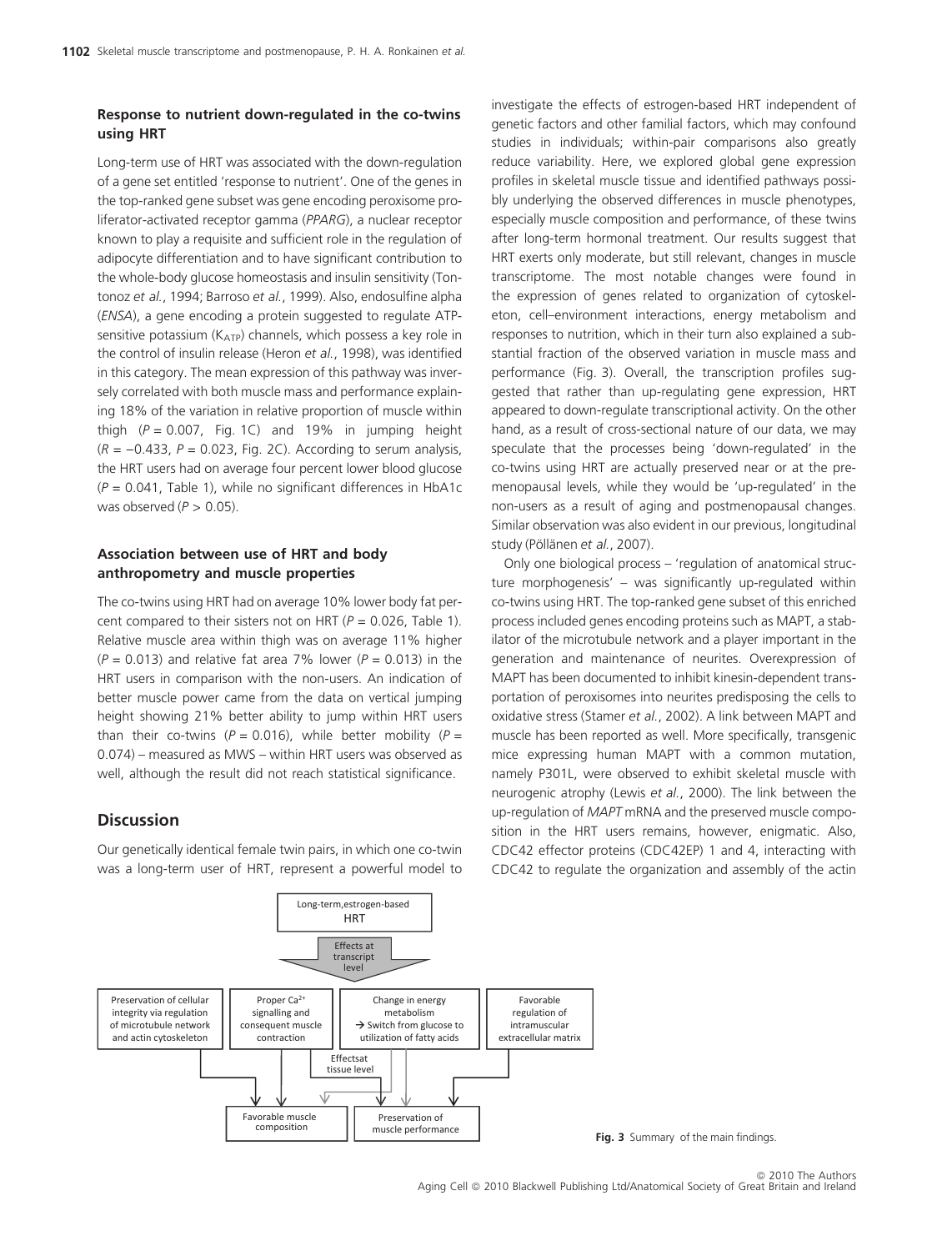### Response to nutrient down-regulated in the co-twins using HRT

Long-term use of HRT was associated with the down-regulation of a gene set entitled 'response to nutrient'. One of the genes in the top-ranked gene subset was gene encoding peroxisome proliferator-activated receptor gamma (*PPARG*), a nuclear receptor known to play a requisite and sufficient role in the regulation of adipocyte differentiation and to have significant contribution to the whole-body glucose homeostasis and insulin sensitivity (Tontonoz *et al.*, 1994; Barroso *et al.*, 1999). Also, endosulfine alpha (*ENSA*), a gene encoding a protein suggested to regulate ATP-sensitive potassium ($K_{ATP}$) channels, which possess a key role in the control of insulin release (Heron *et al.*, 1998), was identified in this category. The mean expression of this pathway was inversely correlated with both muscle mass and performance explaining 18% of the variation in relative proportion of muscle within thigh ($P = 0.007$, Fig. 1C) and 19% in jumping height ($R = -0.433$, $P = 0.023$, Fig. 2C). According to serum analysis, the HRT users had on average four percent lower blood glucose ($P = 0.041$, Table 1), while no significant differences in HbA1c was observed ($P > 0.05$).

### Association between use of HRT and body anthropometry and muscle properties

The co-twins using HRT had on average 10% lower body fat percent compared to their sisters not on HRT ($P = 0.026$, Table 1). Relative muscle area within thigh was on average 11% higher ($P = 0.013$) and relative fat area 7% lower ($P = 0.013$) in the HRT users in comparison with the non-users. An indication of better muscle power came from the data on vertical jumping height showing 21% better ability to jump within HRT users than their co-twins ($P = 0.016$), while better mobility ($P = 0.074$) – measured as MWS – within HRT users was observed as well, although the result did not reach statistical significance.

## Discussion

Our genetically identical female twin pairs, in which one co-twin was a long-term user of HRT, represent a powerful model to investigate the effects of estrogen-based HRT independent of genetic factors and other familial factors, which may confound studies in individuals; within-pair comparisons also greatly reduce variability. Here, we explored global gene expression profiles in skeletal muscle tissue and identified pathways possibly underlying the observed differences in muscle phenotypes, especially muscle composition and performance, of these twins after long-term hormonal treatment. Our results suggest that HRT exerts only moderate, but still relevant, changes in muscle transcriptome. The most notable changes were found in the expression of genes related to organization of cytoskeleton, cell–environment interactions, energy metabolism and responses to nutrition, which in their turn also explained a substantial fraction of the observed variation in muscle mass and performance (Fig. 3). Overall, the transcription profiles suggested that rather than up-regulating gene expression, HRT appeared to down-regulate transcriptional activity. On the other hand, as a result of cross-sectional nature of our data, we may speculate that the processes being 'down-regulated' in the co-twins using HRT are actually preserved near or at the premenopausal levels, while they would be 'up-regulated' in the non-users as a result of aging and postmenopausal changes. Similar observation was also evident in our previous, longitudinal study (Pöllänen *et al.*, 2007).

Only one biological process – 'regulation of anatomical structure morphogenesis' – was significantly up-regulated within co-twins using HRT. The top-ranked gene subset of this enriched process included genes encoding proteins such as MAPT, a stabilator of the microtubule network and a player important in the generation and maintenance of neurites. Overexpression of MAPT has been documented to inhibit kinesin-dependent transportation of peroxisomes into neurites predisposing the cells to oxidative stress (Stamer *et al.*, 2002). A link between MAPT and muscle has been reported as well. More specifically, transgenic mice expressing human MAPT with a common mutation, namely P301L, were observed to exhibit skeletal muscle with neurogenic atrophy (Lewis *et al.*, 2000). The link between the up-regulation of *MAPT* mRNA and the preserved muscle composition in the HRT users remains, however, enigmatic. Also, CDC42 effector proteins (CDC42EP) 1 and 4, interacting with CDC42 to regulate the organization and assembly of the actin

Long-term,estrogen-based HRT

Effects at transcript level

Preservation of cellular integrity via regulation of microtubule network and actin cytoskeleton

Proper $Ca^{2+}$ signalling and consequent muscle contraction

Change in energy metabolism → Switch from glucose to utilization of fatty acids

Favorable regulation of intramuscular extracellular matrix

Effectsat tissue level

Favorable muscle composition

Preservation of muscle performance

**Fig. 3** Summary of the main findings.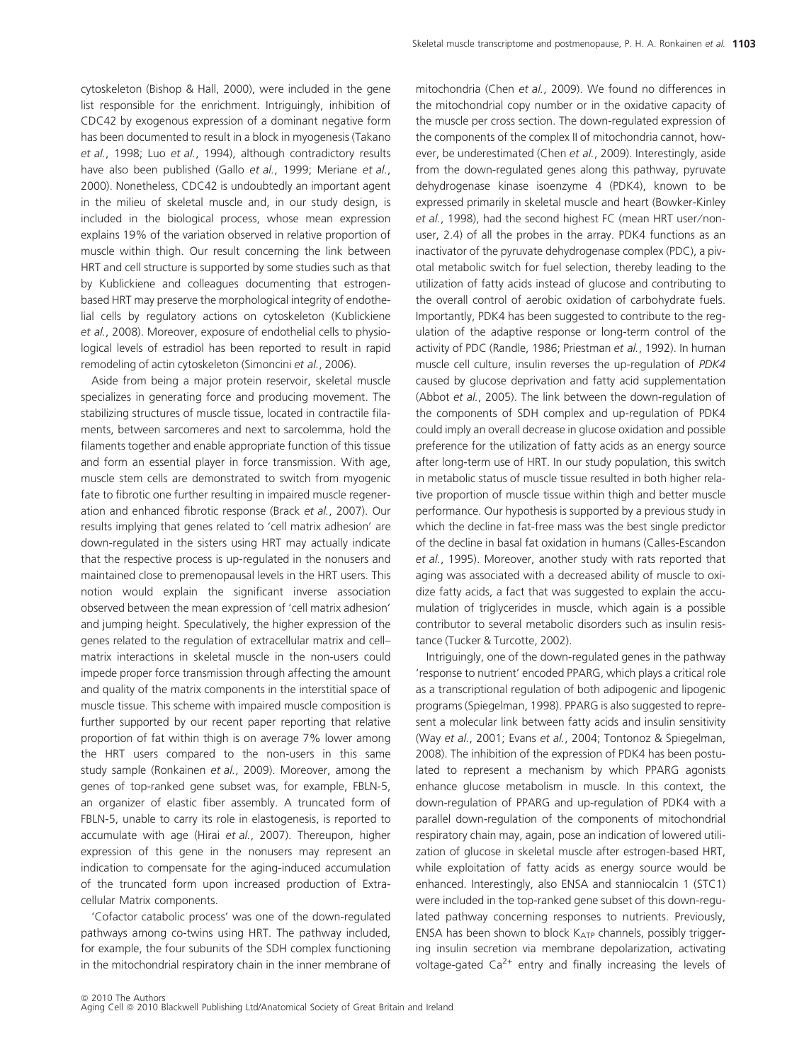cytoskeleton (Bishop & Hall, 2000), were included in the gene list responsible for the enrichment. Intriguingly, inhibition of CDC42 by exogenous expression of a dominant negative form has been documented to result in a block in myogenesis (Takano *et al.*, 1998; Luo *et al.*, 1994), although contradictory results have also been published (Gallo *et al.*, 1999; Meriane *et al.*, 2000). Nonetheless, CDC42 is undoubtedly an important agent in the milieu of skeletal muscle and, in our study design, is included in the biological process, whose mean expression explains 19% of the variation observed in relative proportion of muscle within thigh. Our result concerning the link between HRT and cell structure is supported by some studies such as that by Kublickiene and colleagues documenting that estrogen-based HRT may preserve the morphological integrity of endothelial cells by regulatory actions on cytoskeleton (Kublickiene *et al.*, 2008). Moreover, exposure of endothelial cells to physiological levels of estradiol has been reported to result in rapid remodeling of actin cytoskeleton (Simoncini *et al.*, 2006).

Aside from being a major protein reservoir, skeletal muscle specializes in generating force and producing movement. The stabilizing structures of muscle tissue, located in contractile filaments, between sarcomeres and next to sarcolemma, hold the filaments together and enable appropriate function of this tissue and form an essential player in force transmission. With age, muscle stem cells are demonstrated to switch from myogenic fate to fibrotic one further resulting in impaired muscle regeneration and enhanced fibrotic response (Brack *et al.*, 2007). Our results implying that genes related to 'cell matrix adhesion' are down-regulated in the sisters using HRT may actually indicate that the respective process is up-regulated in the nonusers and maintained close to premenopausal levels in the HRT users. This notion would explain the significant inverse association observed between the mean expression of 'cell matrix adhesion' and jumping height. Speculatively, the higher expression of the genes related to the regulation of extracellular matrix and cell–matrix interactions in skeletal muscle in the non-users could impede proper force transmission through affecting the amount and quality of the matrix components in the interstitial space of muscle tissue. This scheme with impaired muscle composition is further supported by our recent paper reporting that relative proportion of fat within thigh is on average 7% lower among the HRT users compared to the non-users in this same study sample (Ronkainen *et al.*, 2009). Moreover, among the genes of top-ranked gene subset was, for example, FBLN-5, an organizer of elastic fiber assembly. A truncated form of FBLN-5, unable to carry its role in elastogenesis, is reported to accumulate with age (Hirai *et al.*, 2007). Thereupon, higher expression of this gene in the nonusers may represent an indication to compensate for the aging-induced accumulation of the truncated form upon increased production of Extracellular Matrix components.

'Cofactor catabolic process' was one of the down-regulated pathways among co-twins using HRT. The pathway included, for example, the four subunits of the SDH complex functioning in the mitochondrial respiratory chain in the inner membrane of mitochondria (Chen *et al.*, 2009). We found no differences in the mitochondrial copy number or in the oxidative capacity of the muscle per cross section. The down-regulated expression of the components of the complex II of mitochondria cannot, however, be underestimated (Chen *et al.*, 2009). Interestingly, aside from the down-regulated genes along this pathway, pyruvate dehydrogenase kinase isoenzyme 4 (PDK4), known to be expressed primarily in skeletal muscle and heart (Bowker-Kinley *et al.*, 1998), had the second highest FC (mean HRT user/non-user, 2.4) of all the probes in the array. PDK4 functions as an inactivator of the pyruvate dehydrogenase complex (PDC), a pivotal metabolic switch for fuel selection, thereby leading to the utilization of fatty acids instead of glucose and contributing to the overall control of aerobic oxidation of carbohydrate fuels. Importantly, PDK4 has been suggested to contribute to the regulation of the adaptive response or long-term control of the activity of PDC (Randle, 1986; Priestman *et al.*, 1992). In human muscle cell culture, insulin reverses the up-regulation of *PDK4* caused by glucose deprivation and fatty acid supplementation (Abbot *et al.*, 2005). The link between the down-regulation of the components of SDH complex and up-regulation of PDK4 could imply an overall decrease in glucose oxidation and possible preference for the utilization of fatty acids as an energy source after long-term use of HRT. In our study population, this switch in metabolic status of muscle tissue resulted in both higher relative proportion of muscle tissue within thigh and better muscle performance. Our hypothesis is supported by a previous study in which the decline in fat-free mass was the best single predictor of the decline in basal fat oxidation in humans (Calles-Escandon *et al.*, 1995). Moreover, another study with rats reported that aging was associated with a decreased ability of muscle to oxidize fatty acids, a fact that was suggested to explain the accumulation of triglycerides in muscle, which again is a possible contributor to several metabolic disorders such as insulin resistance (Tucker & Turcotte, 2002).

Intriguingly, one of the down-regulated genes in the pathway 'response to nutrient' encoded PPARG, which plays a critical role as a transcriptional regulation of both adipogenic and lipogenic programs (Spiegelman, 1998). PPARG is also suggested to represent a molecular link between fatty acids and insulin sensitivity (Way *et al.*, 2001; Evans *et al.*, 2004; Tontonoz & Spiegelman, 2008). The inhibition of the expression of PDK4 has been postulated to represent a mechanism by which PPARG agonists enhance glucose metabolism in muscle. In this context, the down-regulation of PPARG and up-regulation of PDK4 with a parallel down-regulation of the components of mitochondrial respiratory chain may, again, pose an indication of lowered utilization of glucose in skeletal muscle after estrogen-based HRT, while exploitation of fatty acids as energy source would be enhanced. Interestingly, also ENSA and stanniocalcin 1 (STC1) were included in the top-ranked gene subset of this down-regulated pathway concerning responses to nutrients. Previously, ENSA has been shown to block $K_{ATP}$ channels, possibly triggering insulin secretion via membrane depolarization, activating voltage-gated $Ca^{2+}$ entry and finally increasing the levels of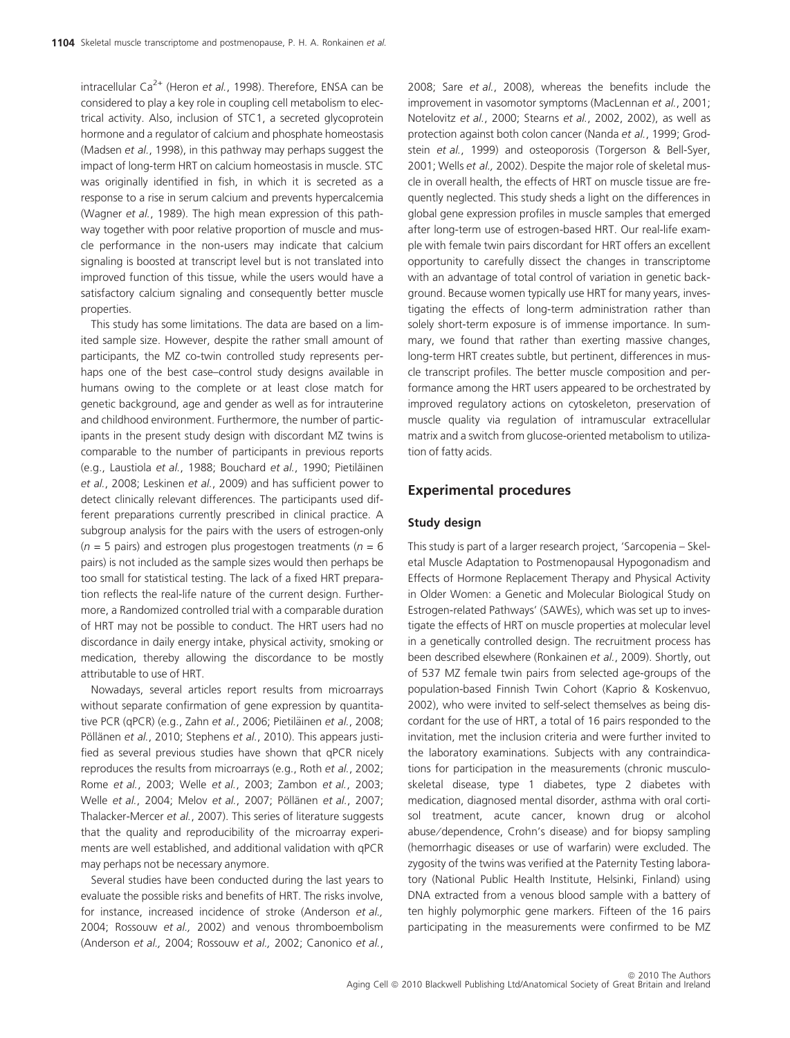intracellular $Ca^{2+}$ (Heron *et al.*, 1998). Therefore, ENSA can be considered to play a key role in coupling cell metabolism to electrical activity. Also, inclusion of STC1, a secreted glycoprotein hormone and a regulator of calcium and phosphate homeostasis (Madsen *et al.*, 1998), in this pathway may perhaps suggest the impact of long-term HRT on calcium homeostasis in muscle. STC was originally identified in fish, in which it is secreted as a response to a rise in serum calcium and prevents hypercalcemia (Wagner *et al.*, 1989). The high mean expression of this pathway together with poor relative proportion of muscle and muscle performance in the non-users may indicate that calcium signaling is boosted at transcript level but is not translated into improved function of this tissue, while the users would have a satisfactory calcium signaling and consequently better muscle properties.

This study has some limitations. The data are based on a limited sample size. However, despite the rather small amount of participants, the MZ co-twin controlled study represents perhaps one of the best case–control study designs available in humans owing to the complete or at least close match for genetic background, age and gender as well as for intrauterine and childhood environment. Furthermore, the number of participants in the present study design with discordant MZ twins is comparable to the number of participants in previous reports (e.g., Laustiola *et al.*, 1988; Bouchard *et al.*, 1990; Pietiläinen *et al.*, 2008; Leskinen *et al.*, 2009) and has sufficient power to detect clinically relevant differences. The participants used different preparations currently prescribed in clinical practice. A subgroup analysis for the pairs with the users of estrogen-only ($n = 5$ pairs) and estrogen plus progestogen treatments ($n = 6$ pairs) is not included as the sample sizes would then perhaps be too small for statistical testing. The lack of a fixed HRT preparation reflects the real-life nature of the current design. Furthermore, a Randomized controlled trial with a comparable duration of HRT may not be possible to conduct. The HRT users had no discordance in daily energy intake, physical activity, smoking or medication, thereby allowing the discordance to be mostly attributable to use of HRT.

Nowadays, several articles report results from microarrays without separate confirmation of gene expression by quantitative PCR (qPCR) (e.g., Zahn *et al.*, 2006; Pietiläinen *et al.*, 2008; Pöllänen *et al.*, 2010; Stephens *et al.*, 2010). This appears justified as several previous studies have shown that qPCR nicely reproduces the results from microarrays (e.g., Roth *et al.*, 2002; Rome *et al.*, 2003; Welle *et al.*, 2003; Zambon *et al.*, 2003; Welle *et al.*, 2004; Melov *et al.*, 2007; Pöllänen *et al.*, 2007; Thalacker-Mercer *et al.*, 2007). This series of literature suggests that the quality and reproducibility of the microarray experiments are well established, and additional validation with qPCR may perhaps not be necessary anymore.

Several studies have been conducted during the last years to evaluate the possible risks and benefits of HRT. The risks involve, for instance, increased incidence of stroke (Anderson *et al.*, 2004; Rossouw *et al.*, 2002) and venous thromboembolism (Anderson *et al.*, 2004; Rossouw *et al.*, 2002; Canonico *et al.*, 2008; Sare *et al.*, 2008), whereas the benefits include the improvement in vasomotor symptoms (MacLennan *et al.*, 2001; Notelovitz *et al.*, 2000; Stearns *et al.*, 2002, 2002), as well as protection against both colon cancer (Nanda *et al.*, 1999; Grodstein *et al.*, 1999) and osteoporosis (Torgerson & Bell-Syer, 2001; Wells *et al.*, 2002). Despite the major role of skeletal muscle in overall health, the effects of HRT on muscle tissue are frequently neglected. This study sheds a light on the differences in global gene expression profiles in muscle samples that emerged after long-term use of estrogen-based HRT. Our real-life example with female twin pairs discordant for HRT offers an excellent opportunity to carefully dissect the changes in transcriptome with an advantage of total control of variation in genetic background. Because women typically use HRT for many years, investigating the effects of long-term administration rather than solely short-term exposure is of immense importance. In summary, we found that rather than exerting massive changes, long-term HRT creates subtle, but pertinent, differences in muscle transcript profiles. The better muscle composition and performance among the HRT users appeared to be orchestrated by improved regulatory actions on cytoskeleton, preservation of muscle quality via regulation of intramuscular extracellular matrix and a switch from glucose-oriented metabolism to utilization of fatty acids.

## Experimental procedures

### Study design

This study is part of a larger research project, 'Sarcopenia – Skeletal Muscle Adaptation to Postmenopausal Hypogonadism and Effects of Hormone Replacement Therapy and Physical Activity in Older Women: a Genetic and Molecular Biological Study on Estrogen-related Pathways' (SAWEs), which was set up to investigate the effects of HRT on muscle properties at molecular level in a genetically controlled design. The recruitment process has been described elsewhere (Ronkainen *et al.*, 2009). Shortly, out of 537 MZ female twin pairs from selected age-groups of the population-based Finnish Twin Cohort (Kaprio & Koskenvuo, 2002), who were invited to self-select themselves as being discordant for the use of HRT, a total of 16 pairs responded to the invitation, met the inclusion criteria and were further invited to the laboratory examinations. Subjects with any contraindications for participation in the measurements (chronic musculoskeletal disease, type 1 diabetes, type 2 diabetes with medication, diagnosed mental disorder, asthma with oral corticosol treatment, acute cancer, known drug or alcohol abuse/dependence, Crohn's disease) and for biopsy sampling (hemorrhagic diseases or use of warfarin) were excluded. The zygosity of the twins was verified at the Paternity Testing laboratory (National Public Health Institute, Helsinki, Finland) using DNA extracted from a venous blood sample with a battery of ten highly polymorphic gene markers. Fifteen of the 16 pairs participating in the measurements were confirmed to be MZ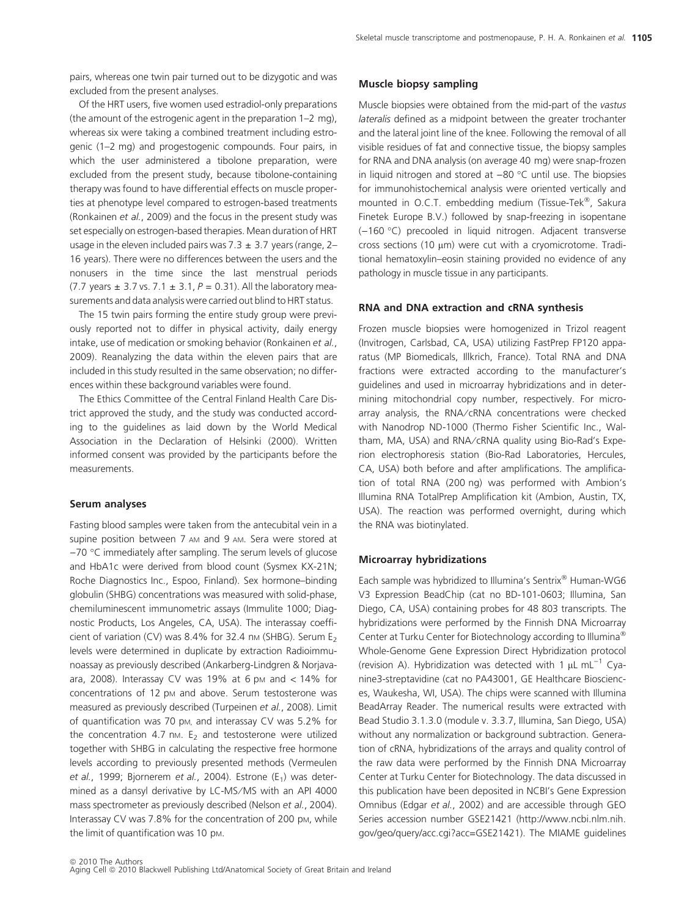pairs, whereas one twin pair turned out to be dizygotic and was excluded from the present analyses.

Of the HRT users, five women used estradiol-only preparations (the amount of the estrogenic agent in the preparation 1–2 mg), whereas six were taking a combined treatment including estrogenic (1–2 mg) and progestogenic compounds. Four pairs, in which the user administered a tibolone preparation, were excluded from the present study, because tibolone-containing therapy was found to have differential effects on muscle properties at phenotype level compared to estrogen-based treatments (Ronkainen *et al.*, 2009) and the focus in the present study was set especially on estrogen-based therapies. Mean duration of HRT usage in the eleven included pairs was 7.3 ± 3.7 years (range, 2–16 years). There were no differences between the users and the nonusers in the time since the last menstrual periods (7.7 years ± 3.7 vs. 7.1 ± 3.1, $P = 0.31$). All the laboratory measurements and data analysis were carried out blind to HRT status.

The 15 twin pairs forming the entire study group were previously reported not to differ in physical activity, daily energy intake, use of medication or smoking behavior (Ronkainen *et al.*, 2009). Reanalyzing the data within the eleven pairs that are included in this study resulted in the same observation; no differences within these background variables were found.

The Ethics Committee of the Central Finland Health Care District approved the study, and the study was conducted according to the guidelines as laid down by the World Medical Association in the Declaration of Helsinki (2000). Written informed consent was provided by the participants before the measurements.

### Serum analyses

Fasting blood samples were taken from the antecubital vein in a supine position between 7 AM and 9 AM. Sera were stored at −70 °C immediately after sampling. The serum levels of glucose and HbA1c were derived from blood count (Sysmex KX-21N; Roche Diagnostics Inc., Espoo, Finland). Sex hormone–binding globulin (SHBG) concentrations was measured with solid-phase, chemiluminescent immunometric assays (Immulite 1000; Diagnostic Products, Los Angeles, CA, USA). The interassay coefficient of variation (CV) was 8.4% for 32.4 nM (SHBG). Serum $E_2$ levels were determined in duplicate by extraction Radioimmunoassay as previously described (Ankarberg-Lindgren & Norjavaara, 2008). Interassay CV was 19% at 6 pM and < 14% for concentrations of 12 pM and above. Serum testosterone was measured as previously described (Turpeinen *et al.*, 2008). Limit of quantification was 70 pM, and interassay CV was 5.2% for the concentration 4.7 nM. $E_2$ and testosterone were utilized together with SHBG in calculating the respective free hormone levels according to previously presented methods (Vermeulen *et al.*, 1999; Bjornerem *et al.*, 2004). Estrone ($E_1$) was determined as a dansyl derivative by LC-MS/MS with an API 4000 mass spectrometer as previously described (Nelson *et al.*, 2004). Interassay CV was 7.8% for the concentration of 200 pM, while the limit of quantification was 10 pM.

### Muscle biopsy sampling

Muscle biopsies were obtained from the mid-part of the *vastus lateralis* defined as a midpoint between the greater trochanter and the lateral joint line of the knee. Following the removal of all visible residues of fat and connective tissue, the biopsy samples for RNA and DNA analysis (on average 40 mg) were snap-frozen in liquid nitrogen and stored at −80 °C until use. The biopsies for immunohistochemical analysis were oriented vertically and mounted in O.C.T. embedding medium (Tissue-Tek®, Sakura Finetek Europe B.V.) followed by snap-freezing in isopentane (−160 °C) precooled in liquid nitrogen. Adjacent transverse cross sections (10 μm) were cut with a cryomicrotome. Traditional hematoxylin–eosin staining provided no evidence of any pathology in muscle tissue in any participants.

### RNA and DNA extraction and cRNA synthesis

Frozen muscle biopsies were homogenized in Trizol reagent (Invitrogen, Carlsbad, CA, USA) utilizing FastPrep FP120 apparatus (MP Biomedicals, Illkrich, France). Total RNA and DNA fractions were extracted according to the manufacturer's guidelines and used in microarray hybridizations and in determining mitochondrial copy number, respectively. For microarray analysis, the RNA/cRNA concentrations were checked with Nanodrop ND-1000 (Thermo Fisher Scientific Inc., Waltham, MA, USA) and RNA/cRNA quality using Bio-Rad's Experion electrophoresis station (Bio-Rad Laboratories, Hercules, CA, USA) both before and after amplifications. The amplification of total RNA (200 ng) was performed with Ambion's Illumina RNA TotalPrep Amplification kit (Ambion, Austin, TX, USA). The reaction was performed overnight, during which the RNA was biotinylated.

### Microarray hybridizations

Each sample was hybridized to Illumina's Sentrix® Human-WG6 V3 Expression BeadChip (cat no BD-101-0603; Illumina, San Diego, CA, USA) containing probes for 48 803 transcripts. The hybridizations were performed by the Finnish DNA Microarray Center at Turku Center for Biotechnology according to Illumina® Whole-Genome Gene Expression Direct Hybridization protocol (revision A). Hybridization was detected with 1 μL mL$^{-1}$ Cyanine3-streptavidine (cat no PA43001, GE Healthcare Biosciences, Waukesha, WI, USA). The chips were scanned with Illumina BeadArray Reader. The numerical results were extracted with Bead Studio 3.1.3.0 (module v. 3.3.7, Illumina, San Diego, USA) without any normalization or background subtraction. Generation of cRNA, hybridizations of the arrays and quality control of the raw data were performed by the Finnish DNA Microarray Center at Turku Center for Biotechnology. The data discussed in this publication have been deposited in NCBI's Gene Expression Omnibus (Edgar *et al.*, 2002) and are accessible through GEO Series accession number GSE21421 (http://www.ncbi.nlm.nih.gov/geo/query/acc.cgi?acc=GSE21421). The MIAME guidelines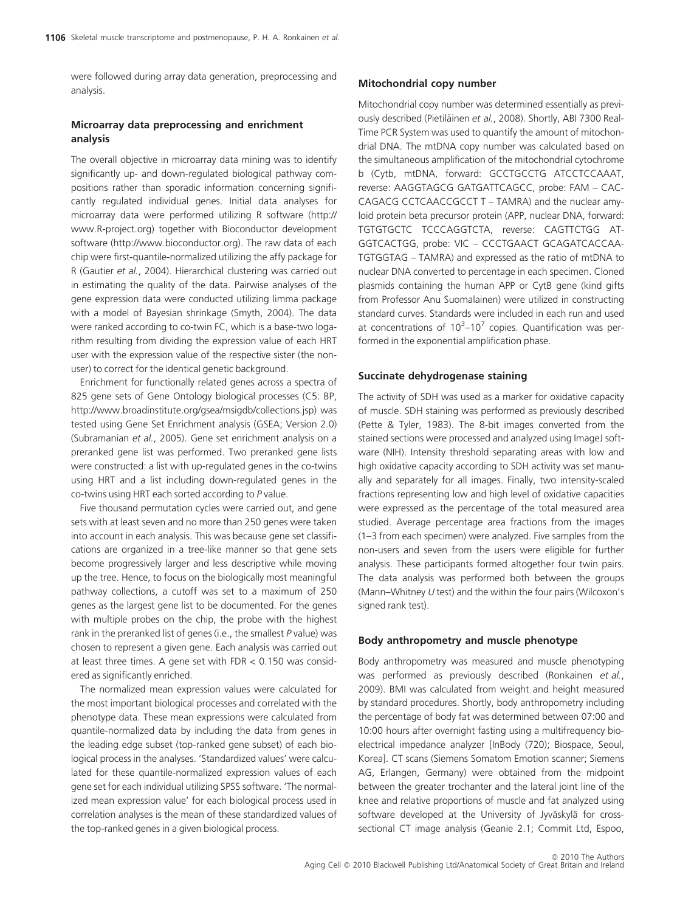were followed during array data generation, preprocessing and analysis.

### Microarray data preprocessing and enrichment analysis

The overall objective in microarray data mining was to identify significantly up- and down-regulated biological pathway compositions rather than sporadic information concerning significantly regulated individual genes. Initial data analyses for microarray data were performed utilizing R software (http://www.R-project.org) together with Bioconductor development software (http://www.bioconductor.org). The raw data of each chip were first-quantile-normalized utilizing the affy package for R (Gautier *et al.*, 2004). Hierarchical clustering was carried out in estimating the quality of the data. Pairwise analyses of the gene expression data were conducted utilizing limma package with a model of Bayesian shrinkage (Smyth, 2004). The data were ranked according to co-twin FC, which is a base-two logarithm resulting from dividing the expression value of each HRT user with the expression value of the respective sister (the non-user) to correct for the identical genetic background.

Enrichment for functionally related genes across a spectra of 825 gene sets of Gene Ontology biological processes (C5: BP, http://www.broadinstitute.org/gsea/msigdb/collections.jsp) was tested using Gene Set Enrichment analysis (GSEA; Version 2.0) (Subramanian *et al.*, 2005). Gene set enrichment analysis on a preranked gene list was performed. Two preranked gene lists were constructed: a list with up-regulated genes in the co-twins using HRT and a list including down-regulated genes in the co-twins using HRT each sorted according to *P* value.

Five thousand permutation cycles were carried out, and gene sets with at least seven and no more than 250 genes were taken into account in each analysis. This was because gene set classifications are organized in a tree-like manner so that gene sets become progressively larger and less descriptive while moving up the tree. Hence, to focus on the biologically most meaningful pathway collections, a cutoff was set to a maximum of 250 genes as the largest gene list to be documented. For the genes with multiple probes on the chip, the probe with the highest rank in the preranked list of genes (i.e., the smallest *P* value) was chosen to represent a given gene. Each analysis was carried out at least three times. A gene set with FDR $< 0.150$ was considered as significantly enriched.

The normalized mean expression values were calculated for the most important biological processes and correlated with the phenotype data. These mean expressions were calculated from quantile-normalized data by including the data from genes in the leading edge subset (top-ranked gene subset) of each biological process in the analyses. 'Standardized values' were calculated for these quantile-normalized expression values of each gene set for each individual utilizing SPSS software. 'The normalized mean expression value' for each biological process used in correlation analyses is the mean of these standardized values of the top-ranked genes in a given biological process.

### Mitochondrial copy number

Mitochondrial copy number was determined essentially as previously described (Pietiläinen *et al.*, 2008). Shortly, ABI 7300 Real-Time PCR System was used to quantify the amount of mitochondrial DNA. The mtDNA copy number was calculated based on the simultaneous amplification of the mitochondrial cytochrome b (Cytb, mtDNA, forward: GCCTGCCTG ATCCTCCAAAT, reverse: AAGGTAGCG GATGATTCAGCC, probe: FAM – CACCAGACG CCTCAACCGCCT T – TAMRA) and the nuclear amyloid protein beta precursor protein (APP, nuclear DNA, forward: TGTGTGCTC TCCCAGGTCTA, reverse: CAGTTCTGG ATGGTCACTGG, probe: VIC – CCCTGAACT GCAGATCACCAATGTGGTAG – TAMRA) and expressed as the ratio of mtDNA to nuclear DNA converted to percentage in each specimen. Cloned plasmids containing the human APP or CytB gene (kind gifts from Professor Anu Suomalainen) were utilized in constructing standard curves. Standards were included in each run and used at concentrations of $10^3$–$10^7$ copies. Quantification was performed in the exponential amplification phase.

### Succinate dehydrogenase staining

The activity of SDH was used as a marker for oxidative capacity of muscle. SDH staining was performed as previously described (Pette & Tyler, 1983). The 8-bit images converted from the stained sections were processed and analyzed using ImageJ software (NIH). Intensity threshold separating areas with low and high oxidative capacity according to SDH activity was set manually and separately for all images. Finally, two intensity-scaled fractions representing low and high level of oxidative capacities were expressed as the percentage of the total measured area studied. Average percentage area fractions from the images (1–3 from each specimen) were analyzed. Five samples from the non-users and seven from the users were eligible for further analysis. These participants formed altogether four twin pairs. The data analysis was performed both between the groups (Mann–Whitney *U* test) and the within the four pairs (Wilcoxon's signed rank test).

### Body anthropometry and muscle phenotype

Body anthropometry was measured and muscle phenotyping was performed as previously described (Ronkainen *et al.*, 2009). BMI was calculated from weight and height measured by standard procedures. Shortly, body anthropometry including the percentage of body fat was determined between 07:00 and 10:00 hours after overnight fasting using a multifrequency bioelectrical impedance analyzer [InBody (720); Biospace, Seoul, Korea]. CT scans (Siemens Somatom Emotion scanner; Siemens AG, Erlangen, Germany) were obtained from the midpoint between the greater trochanter and the lateral joint line of the knee and relative proportions of muscle and fat analyzed using software developed at the University of Jyväskylä for cross-sectional CT image analysis (Geanie 2.1; Commit Ltd, Espoo,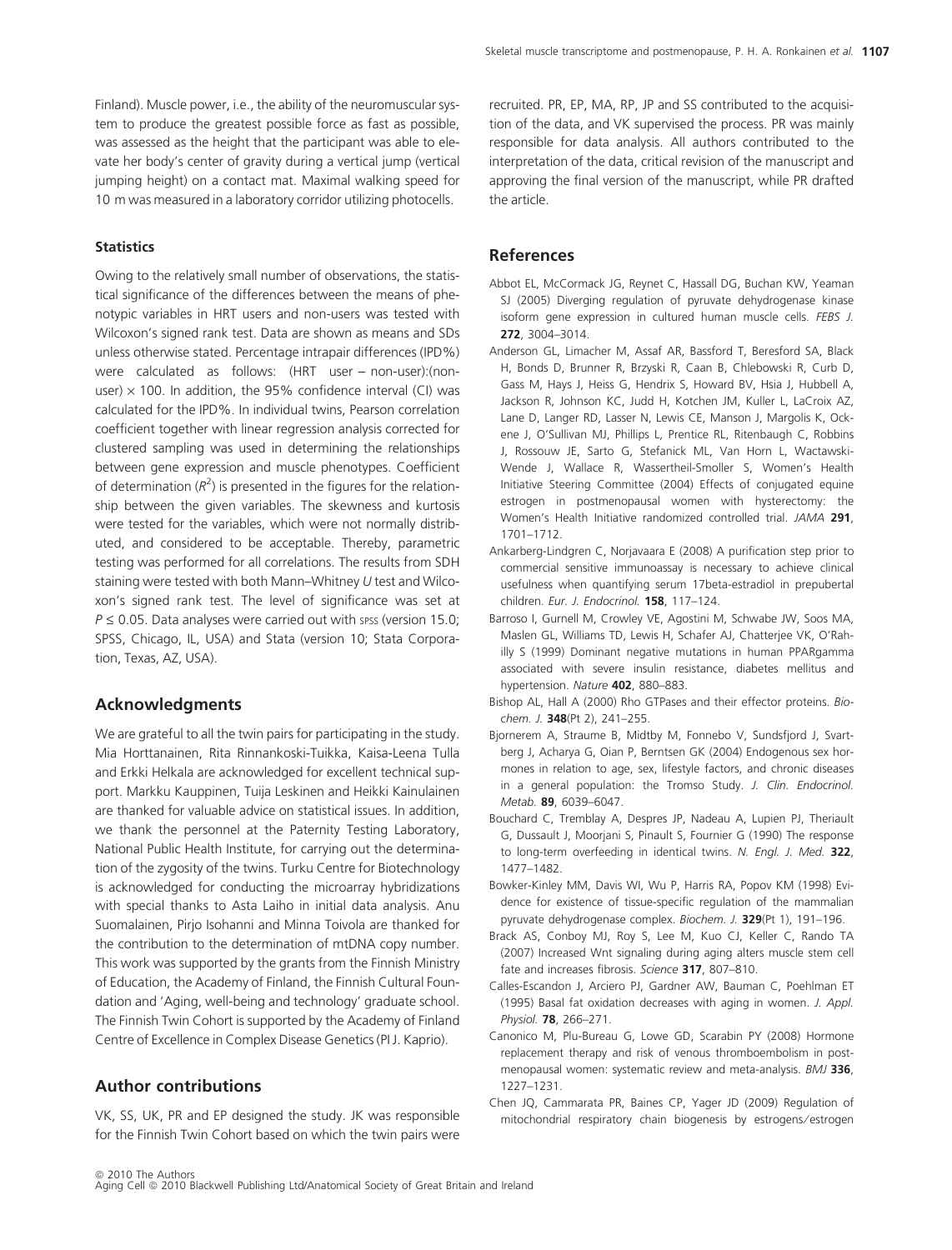Finland). Muscle power, i.e., the ability of the neuromuscular system to produce the greatest possible force as fast as possible, was assessed as the height that the participant was able to elevate her body's center of gravity during a vertical jump (vertical jumping height) on a contact mat. Maximal walking speed for 10 m was measured in a laboratory corridor utilizing photocells.

### Statistics

Owing to the relatively small number of observations, the statistical significance of the differences between the means of phenotypic variables in HRT users and non-users was tested with Wilcoxon's signed rank test. Data are shown as means and SDs unless otherwise stated. Percentage intrapair differences (IPD%) were calculated as follows: (HRT user − non-user):(non-user) × 100. In addition, the 95% confidence interval (CI) was calculated for the IPD%. In individual twins, Pearson correlation coefficient together with linear regression analysis corrected for clustered sampling was used in determining the relationships between gene expression and muscle phenotypes. Coefficient of determination ($R^2$) is presented in the figures for the relationship between the given variables. The skewness and kurtosis were tested for the variables, which were not normally distributed, and considered to be acceptable. Thereby, parametric testing was performed for all correlations. The results from SDH staining were tested with both Mann–Whitney *U* test and Wilcoxon's signed rank test. The level of significance was set at $P \leq 0.05$. Data analyses were carried out with SPSS (version 15.0; SPSS, Chicago, IL, USA) and Stata (version 10; Stata Corporation, Texas, AZ, USA).

## Acknowledgments

We are grateful to all the twin pairs for participating in the study. Mia Horttanainen, Rita Rinnankoski-Tuikka, Kaisa-Leena Tulla and Erkki Helkala are acknowledged for excellent technical support. Markku Kauppinen, Tuija Leskinen and Heikki Kainulainen are thanked for valuable advice on statistical issues. In addition, we thank the personnel at the Paternity Testing Laboratory, National Public Health Institute, for carrying out the determination of the zygosity of the twins. Turku Centre for Biotechnology is acknowledged for conducting the microarray hybridizations with special thanks to Asta Laiho in initial data analysis. Anu Suomalainen, Pirjo Isohanni and Minna Toivola are thanked for the contribution to the determination of mtDNA copy number. This work was supported by the grants from the Finnish Ministry of Education, the Academy of Finland, the Finnish Cultural Foundation and 'Aging, well-being and technology' graduate school. The Finnish Twin Cohort is supported by the Academy of Finland Centre of Excellence in Complex Disease Genetics (PI J. Kaprio).

## Author contributions

VK, SS, UK, PR and EP designed the study. JK was responsible for the Finnish Twin Cohort based on which the twin pairs were recruited. PR, EP, MA, RP, JP and SS contributed to the acquisition of the data, and VK supervised the process. PR was mainly responsible for data analysis. All authors contributed to the interpretation of the data, critical revision of the manuscript and approving the final version of the manuscript, while PR drafted the article.

## References

Abbot EL, McCormack JG, Reynet C, Hassall DG, Buchan KW, Yeaman SJ (2005) Diverging regulation of pyruvate dehydrogenase kinase isoform gene expression in cultured human muscle cells. *FEBS J.* **272**, 3004–3014.

Anderson GL, Limacher M, Assaf AR, Bassford T, Beresford SA, Black H, Bonds D, Brunner R, Brzyski R, Caan B, Chlebowski R, Curb D, Gass M, Hays J, Heiss G, Hendrix S, Howard BV, Hsia J, Hubbell A, Jackson R, Johnson KC, Judd H, Kotchen JM, Kuller L, LaCroix AZ, Lane D, Langer RD, Lasser N, Lewis CE, Manson J, Margolis K, Ockene J, O'Sullivan MJ, Phillips L, Prentice RL, Ritenbaugh C, Robbins J, Rossouw JE, Sarto G, Stefanick ML, Van Horn L, Wactawski-Wende J, Wallace R, Wassertheil-Smoller S, Women's Health Initiative Steering Committee (2004) Effects of conjugated equine estrogen in postmenopausal women with hysterectomy: the Women's Health Initiative randomized controlled trial. *JAMA* **291**, 1701–1712.

Ankarberg-Lindgren C, Norjavaara E (2008) A purification step prior to commercial sensitive immunoassay is necessary to achieve clinical usefulness when quantifying serum 17beta-estradiol in prepubertal children. *Eur. J. Endocrinol.* **158**, 117–124.

Barroso I, Gurnell M, Crowley VE, Agostini M, Schwabe JW, Soos MA, Maslen GL, Williams TD, Lewis H, Schafer AJ, Chatterjee VK, O'Rahilly S (1999) Dominant negative mutations in human PPARgamma associated with severe insulin resistance, diabetes mellitus and hypertension. *Nature* **402**, 880–883.

Bishop AL, Hall A (2000) Rho GTPases and their effector proteins. *Biochem. J.* **348**(Pt 2), 241–255.

Bjornerem A, Straume B, Midtby M, Fonnebo V, Sundsfjord J, Svartberg J, Acharya G, Oian P, Berntsen GK (2004) Endogenous sex hormones in relation to age, sex, lifestyle factors, and chronic diseases in a general population: the Tromso Study. *J. Clin. Endocrinol. Metab.* **89**, 6039–6047.

Bouchard C, Tremblay A, Despres JP, Nadeau A, Lupien PJ, Theriault G, Dussault J, Moorjani S, Pinault S, Fournier G (1990) The response to long-term overfeeding in identical twins. *N. Engl. J. Med.* **322**, 1477–1482.

Bowker-Kinley MM, Davis WI, Wu P, Harris RA, Popov KM (1998) Evidence for existence of tissue-specific regulation of the mammalian pyruvate dehydrogenase complex. *Biochem. J.* **329**(Pt 1), 191–196.

Brack AS, Conboy MJ, Roy S, Lee M, Kuo CJ, Keller C, Rando TA (2007) Increased Wnt signaling during aging alters muscle stem cell fate and increases fibrosis. *Science* **317**, 807–810.

Calles-Escandon J, Arciero PJ, Gardner AW, Bauman C, Poehlman ET (1995) Basal fat oxidation decreases with aging in women. *J. Appl. Physiol.* **78**, 266–271.

Canonico M, Plu-Bureau G, Lowe GD, Scarabin PY (2008) Hormone replacement therapy and risk of venous thromboembolism in postmenopausal women: systematic review and meta-analysis. *BMJ* **336**, 1227–1231.

Chen JQ, Cammarata PR, Baines CP, Yager JD (2009) Regulation of mitochondrial respiratory chain biogenesis by estrogens/estrogen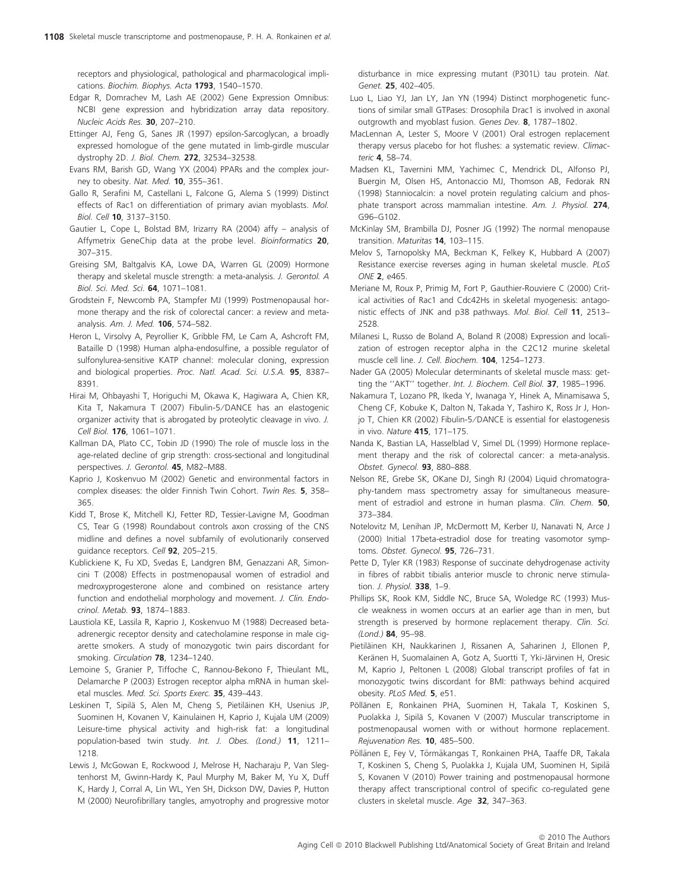receptors and physiological, pathological and pharmacological implications. *Biochim. Biophys. Acta* **1793**, 1540–1570.

Edgar R, Domrachev M, Lash AE (2002) Gene Expression Omnibus: NCBI gene expression and hybridization array data repository. *Nucleic Acids Res.* **30**, 207–210.

Ettinger AJ, Feng G, Sanes JR (1997) epsilon-Sarcoglycan, a broadly expressed homologue of the gene mutated in limb-girdle muscular dystrophy 2D. *J. Biol. Chem.* **272**, 32534–32538.

Evans RM, Barish GD, Wang YX (2004) PPARs and the complex journey to obesity. *Nat. Med.* **10**, 355–361.

Gallo R, Serafini M, Castellani L, Falcone G, Alema S (1999) Distinct effects of Rac1 on differentiation of primary avian myoblasts. *Mol. Biol. Cell* **10**, 3137–3150.

Gautier L, Cope L, Bolstad BM, Irizarry RA (2004) affy – analysis of Affymetrix GeneChip data at the probe level. *Bioinformatics* **20**, 307–315.

Greising SM, Baltgalvis KA, Lowe DA, Warren GL (2009) Hormone therapy and skeletal muscle strength: a meta-analysis. *J. Gerontol. A Biol. Sci. Med. Sci.* **64**, 1071–1081.

Grodstein F, Newcomb PA, Stampfer MJ (1999) Postmenopausal hormone therapy and the risk of colorectal cancer: a review and meta-analysis. *Am. J. Med.* **106**, 574–582.

Heron L, Virsolvy A, Peyrollier K, Gribble FM, Le Cam A, Ashcroft FM, Bataille D (1998) Human alpha-endosulfine, a possible regulator of sulfonylurea-sensitive KATP channel: molecular cloning, expression and biological properties. *Proc. Natl. Acad. Sci. U.S.A.* **95**, 8387–8391.

Hirai M, Ohbayashi T, Horiguchi M, Okawa K, Hagiwara A, Chien KR, Kita T, Nakamura T (2007) Fibulin-5/DANCE has an elastogenic organizer activity that is abrogated by proteolytic cleavage in vivo. *J. Cell Biol.* **176**, 1061–1071.

Kallman DA, Plato CC, Tobin JD (1990) The role of muscle loss in the age-related decline of grip strength: cross-sectional and longitudinal perspectives. *J. Gerontol.* **45**, M82–M88.

Kaprio J, Koskenvuo M (2002) Genetic and environmental factors in complex diseases: the older Finnish Twin Cohort. *Twin Res.* **5**, 358–365.

Kidd T, Brose K, Mitchell KJ, Fetter RD, Tessier-Lavigne M, Goodman CS, Tear G (1998) Roundabout controls axon crossing of the CNS midline and defines a novel subfamily of evolutionarily conserved guidance receptors. *Cell* **92**, 205–215.

Kublickiene K, Fu XD, Svedas E, Landgren BM, Genazzani AR, Simoncini T (2008) Effects in postmenopausal women of estradiol and medroxyprogesterone alone and combined on resistance artery function and endothelial morphology and movement. *J. Clin. Endocrinol. Metab.* **93**, 1874–1883.

Laustiola KE, Lassila R, Kaprio J, Koskenvuo M (1988) Decreased beta-adrenergic receptor density and catecholamine response in male cigarette smokers. A study of monozygotic twin pairs discordant for smoking. *Circulation* **78**, 1234–1240.

Lemoine S, Granier P, Tiffoche C, Rannou-Bekono F, Thieulant ML, Delamarche P (2003) Estrogen receptor alpha mRNA in human skeletal muscles. *Med. Sci. Sports Exerc.* **35**, 439–443.

Leskinen T, Sipilä S, Alen M, Cheng S, Pietiläinen KH, Usenius JP, Suominen H, Kovanen V, Kainulainen H, Kaprio J, Kujala UM (2009) Leisure-time physical activity and high-risk fat: a longitudinal population-based twin study. *Int. J. Obes. (Lond.)* **11**, 1211–1218.

Lewis J, McGowan E, Rockwood J, Melrose H, Nacharaju P, Van Slegtenhorst M, Gwinn-Hardy K, Paul Murphy M, Baker M, Yu X, Duff K, Hardy J, Corral A, Lin WL, Yen SH, Dickson DW, Davies P, Hutton M (2000) Neurofibrillary tangles, amyotrophy and progressive motor disturbance in mice expressing mutant (P301L) tau protein. *Nat. Genet.* **25**, 402–405.

Luo L, Liao YJ, Jan LY, Jan YN (1994) Distinct morphogenetic functions of similar small GTPases: Drosophila Drac1 is involved in axonal outgrowth and myoblast fusion. *Genes Dev.* **8**, 1787–1802.

MacLennan A, Lester S, Moore V (2001) Oral estrogen replacement therapy versus placebo for hot flushes: a systematic review. *Climacteric* **4**, 58–74.

Madsen KL, Tavernini MM, Yachimec C, Mendrick DL, Alfonso PJ, Buergin M, Olsen HS, Antonaccio MJ, Thomson AB, Fedorak RN (1998) Stanniocalcin: a novel protein regulating calcium and phosphate transport across mammalian intestine. *Am. J. Physiol.* **274**, G96–G102.

McKinlay SM, Brambilla DJ, Posner JG (1992) The normal menopause transition. *Maturitas* **14**, 103–115.

Melov S, Tarnopolsky MA, Beckman K, Felkey K, Hubbard A (2007) Resistance exercise reverses aging in human skeletal muscle. *PLoS ONE* **2**, e465.

Meriane M, Roux P, Primig M, Fort P, Gauthier-Rouviere C (2000) Critical activities of Rac1 and Cdc42Hs in skeletal myogenesis: antagonistic effects of JNK and p38 pathways. *Mol. Biol. Cell* **11**, 2513–2528.

Milanesi L, Russo de Boland A, Boland R (2008) Expression and localization of estrogen receptor alpha in the C2C12 murine skeletal muscle cell line. *J. Cell. Biochem.* **104**, 1254–1273.

Nader GA (2005) Molecular determinants of skeletal muscle mass: getting the ''AKT'' together. *Int. J. Biochem. Cell Biol.* **37**, 1985–1996.

Nakamura T, Lozano PR, Ikeda Y, Iwanaga Y, Hinek A, Minamisawa S, Cheng CF, Kobuke K, Dalton N, Takada Y, Tashiro K, Ross Jr J, Honjo T, Chien KR (2002) Fibulin-5/DANCE is essential for elastogenesis in vivo. *Nature* **415**, 171–175.

Nanda K, Bastian LA, Hasselblad V, Simel DL (1999) Hormone replacement therapy and the risk of colorectal cancer: a meta-analysis. *Obstet. Gynecol.* **93**, 880–888.

Nelson RE, Grebe SK, OKane DJ, Singh RJ (2004) Liquid chromatography-tandem mass spectrometry assay for simultaneous measurement of estradiol and estrone in human plasma. *Clin. Chem.* **50**, 373–384.

Notelovitz M, Lenihan JP, McDermott M, Kerber IJ, Nanavati N, Arce J (2000) Initial 17beta-estradiol dose for treating vasomotor symptoms. *Obstet. Gynecol.* **95**, 726–731.

Pette D, Tyler KR (1983) Response of succinate dehydrogenase activity in fibres of rabbit tibialis anterior muscle to chronic nerve stimulation. *J. Physiol.* **338**, 1–9.

Phillips SK, Rook KM, Siddle NC, Bruce SA, Woledge RC (1993) Muscle weakness in women occurs at an earlier age than in men, but strength is preserved by hormone replacement therapy. *Clin. Sci. (Lond.)* **84**, 95–98.

Pietiläinen KH, Naukkarinen J, Rissanen A, Saharinen J, Ellonen P, Keränen H, Suomalainen A, Gotz A, Suortti T, Yki-Järvinen H, Oresic M, Kaprio J, Peltonen L (2008) Global transcript profiles of fat in monozygotic twins discordant for BMI: pathways behind acquired obesity. *PLoS Med.* **5**, e51.

Pöllänen E, Ronkainen PHA, Suominen H, Takala T, Koskinen S, Puolakka J, Sipilä S, Kovanen V (2007) Muscular transcriptome in postmenopausal women with or without hormone replacement. *Rejuvenation Res.* **10**, 485–500.

Pöllänen E, Fey V, Törmäkangas T, Ronkainen PHA, Taaffe DR, Takala T, Koskinen S, Cheng S, Puolakka J, Kujala UM, Suominen H, Sipilä S, Kovanen V (2010) Power training and postmenopausal hormone therapy affect transcriptional control of specific co-regulated gene clusters in skeletal muscle. *Age* **32**, 347–363.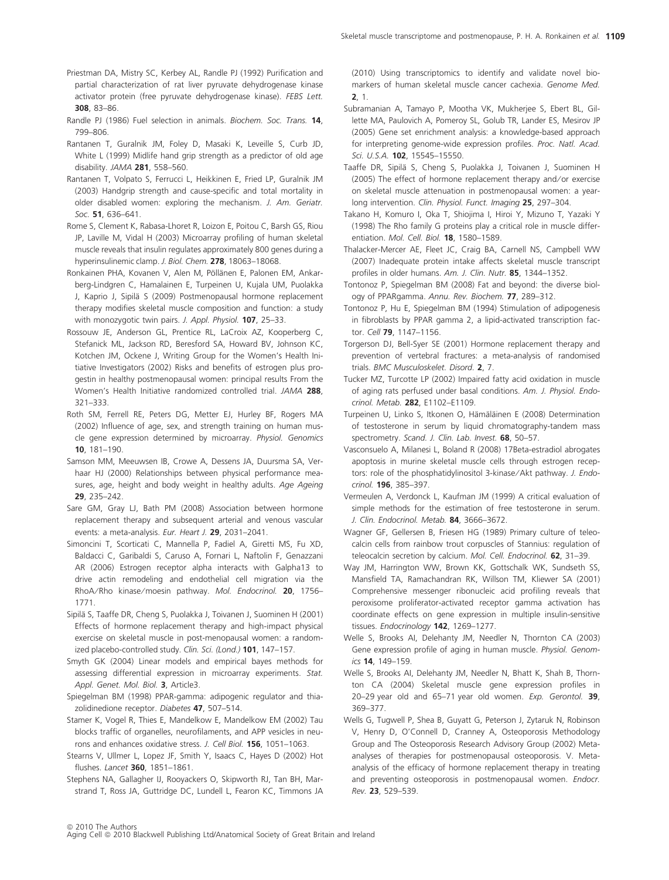Priestman DA, Mistry SC, Kerbey AL, Randle PJ (1992) Purification and partial characterization of rat liver pyruvate dehydrogenase kinase activator protein (free pyruvate dehydrogenase kinase). *FEBS Lett.* **308**, 83–86.

Randle PJ (1986) Fuel selection in animals. *Biochem. Soc. Trans.* **14**, 799–806.

Rantanen T, Guralnik JM, Foley D, Masaki K, Leveille S, Curb JD, White L (1999) Midlife hand grip strength as a predictor of old age disability. *JAMA* **281**, 558–560.

Rantanen T, Volpato S, Ferrucci L, Heikkinen E, Fried LP, Guralnik JM (2003) Handgrip strength and cause-specific and total mortality in older disabled women: exploring the mechanism. *J. Am. Geriatr. Soc.* **51**, 636–641.

Rome S, Clement K, Rabasa-Lhoret R, Loizon E, Poitou C, Barsh GS, Riou JP, Laville M, Vidal H (2003) Microarray profiling of human skeletal muscle reveals that insulin regulates approximately 800 genes during a hyperinsulinemic clamp. *J. Biol. Chem.* **278**, 18063–18068.

Ronkainen PHA, Kovanen V, Alen M, Pöllänen E, Palonen EM, Ankarberg-Lindgren C, Hamalainen E, Turpeinen U, Kujala UM, Puolakka J, Kaprio J, Sipilä S (2009) Postmenopausal hormone replacement therapy modifies skeletal muscle composition and function: a study with monozygotic twin pairs. *J. Appl. Physiol.* **107**, 25–33.

Rossouw JE, Anderson GL, Prentice RL, LaCroix AZ, Kooperberg C, Stefanick ML, Jackson RD, Beresford SA, Howard BV, Johnson KC, Kotchen JM, Ockene J, Writing Group for the Women's Health Initiative Investigators (2002) Risks and benefits of estrogen plus progestin in healthy postmenopausal women: principal results From the Women's Health Initiative randomized controlled trial. *JAMA* **288**, 321–333.

Roth SM, Ferrell RE, Peters DG, Metter EJ, Hurley BF, Rogers MA (2002) Influence of age, sex, and strength training on human muscle gene expression determined by microarray. *Physiol. Genomics* **10**, 181–190.

Samson MM, Meeuwsen IB, Crowe A, Dessens JA, Duursma SA, Verhaar HJ (2000) Relationships between physical performance measures, age, height and body weight in healthy adults. *Age Ageing* **29**, 235–242.

Sare GM, Gray LJ, Bath PM (2008) Association between hormone replacement therapy and subsequent arterial and venous vascular events: a meta-analysis. *Eur. Heart J.* **29**, 2031–2041.

Simoncini T, Scorticati C, Mannella P, Fadiel A, Giretti MS, Fu XD, Baldacci C, Garibaldi S, Caruso A, Fornari L, Naftolin F, Genazzani AR (2006) Estrogen receptor alpha interacts with Galpha13 to drive actin remodeling and endothelial cell migration via the RhoA/Rho kinase/moesin pathway. *Mol. Endocrinol.* **20**, 1756–1771.

Sipilä S, Taaffe DR, Cheng S, Puolakka J, Toivanen J, Suominen H (2001) Effects of hormone replacement therapy and high-impact physical exercise on skeletal muscle in post-menopausal women: a randomized placebo-controlled study. *Clin. Sci. (Lond.)* **101**, 147–157.

Smyth GK (2004) Linear models and empirical bayes methods for assessing differential expression in microarray experiments. *Stat. Appl. Genet. Mol. Biol.* **3**, Article3.

Spiegelman BM (1998) PPAR-gamma: adipogenic regulator and thiazolidinedione receptor. *Diabetes* **47**, 507–514.

Stamer K, Vogel R, Thies E, Mandelkow E, Mandelkow EM (2002) Tau blocks traffic of organelles, neurofilaments, and APP vesicles in neurons and enhances oxidative stress. *J. Cell Biol.* **156**, 1051–1063.

Stearns V, Ullmer L, Lopez JF, Smith Y, Isaacs C, Hayes D (2002) Hot flushes. *Lancet* **360**, 1851–1861.

Stephens NA, Gallagher IJ, Rooyackers O, Skipworth RJ, Tan BH, Marstrand T, Ross JA, Guttridge DC, Lundell L, Fearon KC, Timmons JA (2010) Using transcriptomics to identify and validate novel biomarkers of human skeletal muscle cancer cachexia. *Genome Med.* **2**, 1.

Subramanian A, Tamayo P, Mootha VK, Mukherjee S, Ebert BL, Gillette MA, Paulovich A, Pomeroy SL, Golub TR, Lander ES, Mesirov JP (2005) Gene set enrichment analysis: a knowledge-based approach for interpreting genome-wide expression profiles. *Proc. Natl. Acad. Sci. U.S.A.* **102**, 15545–15550.

Taaffe DR, Sipilä S, Cheng S, Puolakka J, Toivanen J, Suominen H (2005) The effect of hormone replacement therapy and/or exercise on skeletal muscle attenuation in postmenopausal women: a yearlong intervention. *Clin. Physiol. Funct. Imaging* **25**, 297–304.

Takano H, Komuro I, Oka T, Shiojima I, Hiroi Y, Mizuno T, Yazaki Y (1998) The Rho family G proteins play a critical role in muscle differentiation. *Mol. Cell. Biol.* **18**, 1580–1589.

Thalacker-Mercer AE, Fleet JC, Craig BA, Carnell NS, Campbell WW (2007) Inadequate protein intake affects skeletal muscle transcript profiles in older humans. *Am. J. Clin. Nutr.* **85**, 1344–1352.

Tontonoz P, Spiegelman BM (2008) Fat and beyond: the diverse biology of PPARgamma. *Annu. Rev. Biochem.* **77**, 289–312.

Tontonoz P, Hu E, Spiegelman BM (1994) Stimulation of adipogenesis in fibroblasts by PPAR gamma 2, a lipid-activated transcription factor. *Cell* **79**, 1147–1156.

Torgerson DJ, Bell-Syer SE (2001) Hormone replacement therapy and prevention of vertebral fractures: a meta-analysis of randomised trials. *BMC Musculoskelet. Disord.* **2**, 7.

Tucker MZ, Turcotte LP (2002) Impaired fatty acid oxidation in muscle of aging rats perfused under basal conditions. *Am. J. Physiol. Endocrinol. Metab.* **282**, E1102–E1109.

Turpeinen U, Linko S, Itkonen O, Hämäläinen E (2008) Determination of testosterone in serum by liquid chromatography-tandem mass spectrometry. *Scand. J. Clin. Lab. Invest.* **68**, 50–57.

Vasconsuelo A, Milanesi L, Boland R (2008) 17Beta-estradiol abrogates apoptosis in murine skeletal muscle cells through estrogen receptors: role of the phosphatidylinositol 3-kinase/Akt pathway. *J. Endocrinol.* **196**, 385–397.

Vermeulen A, Verdonck L, Kaufman JM (1999) A critical evaluation of simple methods for the estimation of free testosterone in serum. *J. Clin. Endocrinol. Metab.* **84**, 3666–3672.

Wagner GF, Gellersen B, Friesen HG (1989) Primary culture of teleocalcin cells from rainbow trout corpuscles of Stannius: regulation of teleocalcin secretion by calcium. *Mol. Cell. Endocrinol.* **62**, 31–39.

Way JM, Harrington WW, Brown KK, Gottschalk WK, Sundseth SS, Mansfield TA, Ramachandran RK, Willson TM, Kliewer SA (2001) Comprehensive messenger ribonucleic acid profiling reveals that peroxisome proliferator-activated receptor gamma activation has coordinate effects on gene expression in multiple insulin-sensitive tissues. *Endocrinology* **142**, 1269–1277.

Welle S, Brooks AI, Delehanty JM, Needler N, Thornton CA (2003) Gene expression profile of aging in human muscle. *Physiol. Genomics* **14**, 149–159.

Welle S, Brooks AI, Delehanty JM, Needler N, Bhatt K, Shah B, Thornton CA (2004) Skeletal muscle gene expression profiles in 20–29 year old and 65–71 year old women. *Exp. Gerontol.* **39**, 369–377.

Wells G, Tugwell P, Shea B, Guyatt G, Peterson J, Zytaruk N, Robinson V, Henry D, O'Connell D, Cranney A, Osteoporosis Methodology Group and The Osteoporosis Research Advisory Group (2002) Meta-analyses of therapies for postmenopausal osteoporosis. V. Meta-analysis of the efficacy of hormone replacement therapy in treating and preventing osteoporosis in postmenopausal women. *Endocr. Rev.* **23**, 529–539.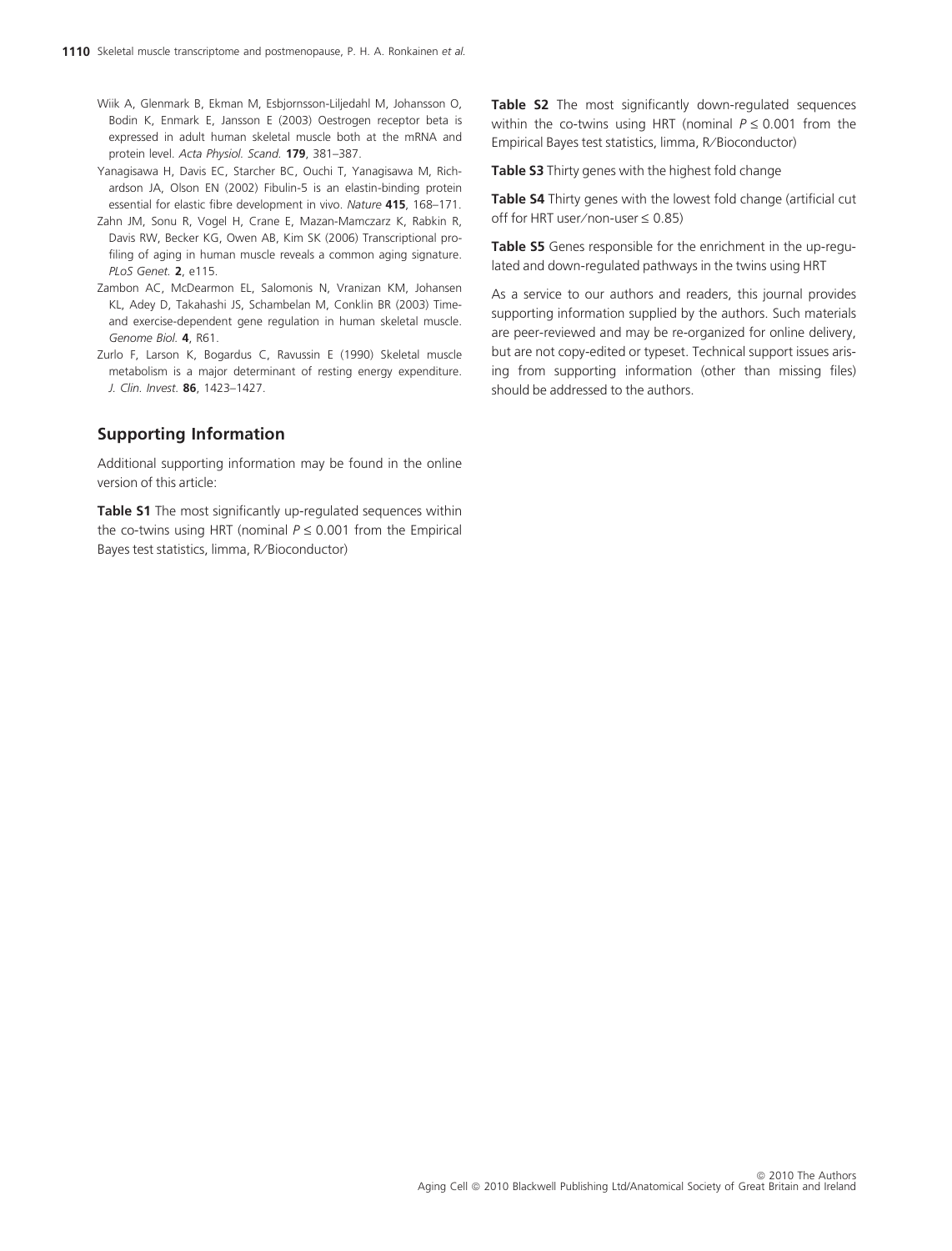Wiik A, Glenmark B, Ekman M, Esbjornsson-Liljedahl M, Johansson O, Bodin K, Enmark E, Jansson E (2003) Oestrogen receptor beta is expressed in adult human skeletal muscle both at the mRNA and protein level. *Acta Physiol. Scand.* **179**, 381–387.

Yanagisawa H, Davis EC, Starcher BC, Ouchi T, Yanagisawa M, Richardson JA, Olson EN (2002) Fibulin-5 is an elastin-binding protein essential for elastic fibre development in vivo. *Nature* **415**, 168–171.

Zahn JM, Sonu R, Vogel H, Crane E, Mazan-Mamczarz K, Rabkin R, Davis RW, Becker KG, Owen AB, Kim SK (2006) Transcriptional profiling of aging in human muscle reveals a common aging signature. *PLoS Genet.* **2**, e115.

Zambon AC, McDearmon EL, Salomonis N, Vranizan KM, Johansen KL, Adey D, Takahashi JS, Schambelan M, Conklin BR (2003) Time- and exercise-dependent gene regulation in human skeletal muscle. *Genome Biol.* **4**, R61.

Zurlo F, Larson K, Bogardus C, Ravussin E (1990) Skeletal muscle metabolism is a major determinant of resting energy expenditure. *J. Clin. Invest.* **86**, 1423–1427.

## Supporting Information

Additional supporting information may be found in the online version of this article:

**Table S1** The most significantly up-regulated sequences within the co-twins using HRT (nominal $P \leq 0.001$ from the Empirical Bayes test statistics, limma, R/Bioconductor)

**Table S2** The most significantly down-regulated sequences within the co-twins using HRT (nominal $P \leq 0.001$ from the Empirical Bayes test statistics, limma, R/Bioconductor)

**Table S3** Thirty genes with the highest fold change

**Table S4** Thirty genes with the lowest fold change (artificial cut off for HRT user/non-user ≤ 0.85)

**Table S5** Genes responsible for the enrichment in the up-regulated and down-regulated pathways in the twins using HRT

As a service to our authors and readers, this journal provides supporting information supplied by the authors. Such materials are peer-reviewed and may be re-organized for online delivery, but are not copy-edited or typeset. Technical support issues arising from supporting information (other than missing files) should be addressed to the authors.